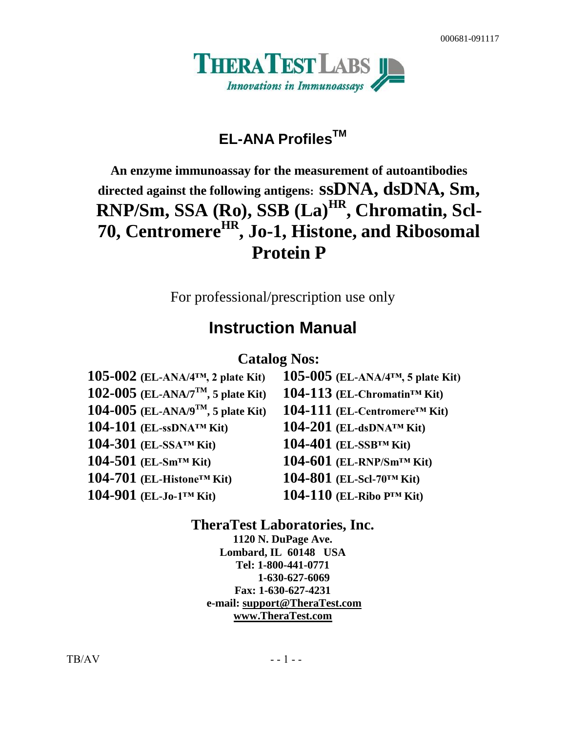000681-091117

**THERATEST LABS**

*Innovations in Immunoassays*

# EL-ANA Profiles™

## An enzyme immunoassay for the measurement of autoantibodies directed against the following antigens: ssDNA, dsDNA, Sm, RNP/Sm, SSA (Ro), SSB (La)[HR], Chromatin, Scl-70, Centromere[HR], Jo-1, Histone, and Ribosomal Protein P

For professional/prescription use only

# Instruction Manual

**Catalog Nos:**

**105-002** **(EL-ANA/4™, 2 plate Kit)**
**105-005** **(EL-ANA/4™, 5 plate Kit)**
**102-005** **(EL-ANA/7™, 5 plate Kit)**
**104-113** **(EL-Chromatin™ Kit)**
**104-005** **(EL-ANA/9™, 5 plate Kit)**
**104-111** **(EL-Centromere™ Kit)**
**104-101** **(EL-ssDNA™ Kit)**
**104-201** **(EL-dsDNA™ Kit)**
**104-301** **(EL-SSA™ Kit)**
**104-401** **(EL-SSB™ Kit)**
**104-501** **(EL-Sm™ Kit)**
**104-601** **(EL-RNP/Sm™ Kit)**
**104-701** **(EL-Histone™ Kit)**
**104-801** **(EL-Scl-70™ Kit)**
**104-901** **(EL-Jo-1™ Kit)**
**104-110** **(EL-Ribo P™ Kit)**

**TheraTest Laboratories, Inc.**
**1120 N. DuPage Ave.**
**Lombard, IL 60148 USA**
**Tel: 1-800-441-0771**
**1-630-627-6069**
**Fax: 1-630-627-4231**
**e-mail: support@TheraTest.com**
**www.TheraTest.com**

TB/AV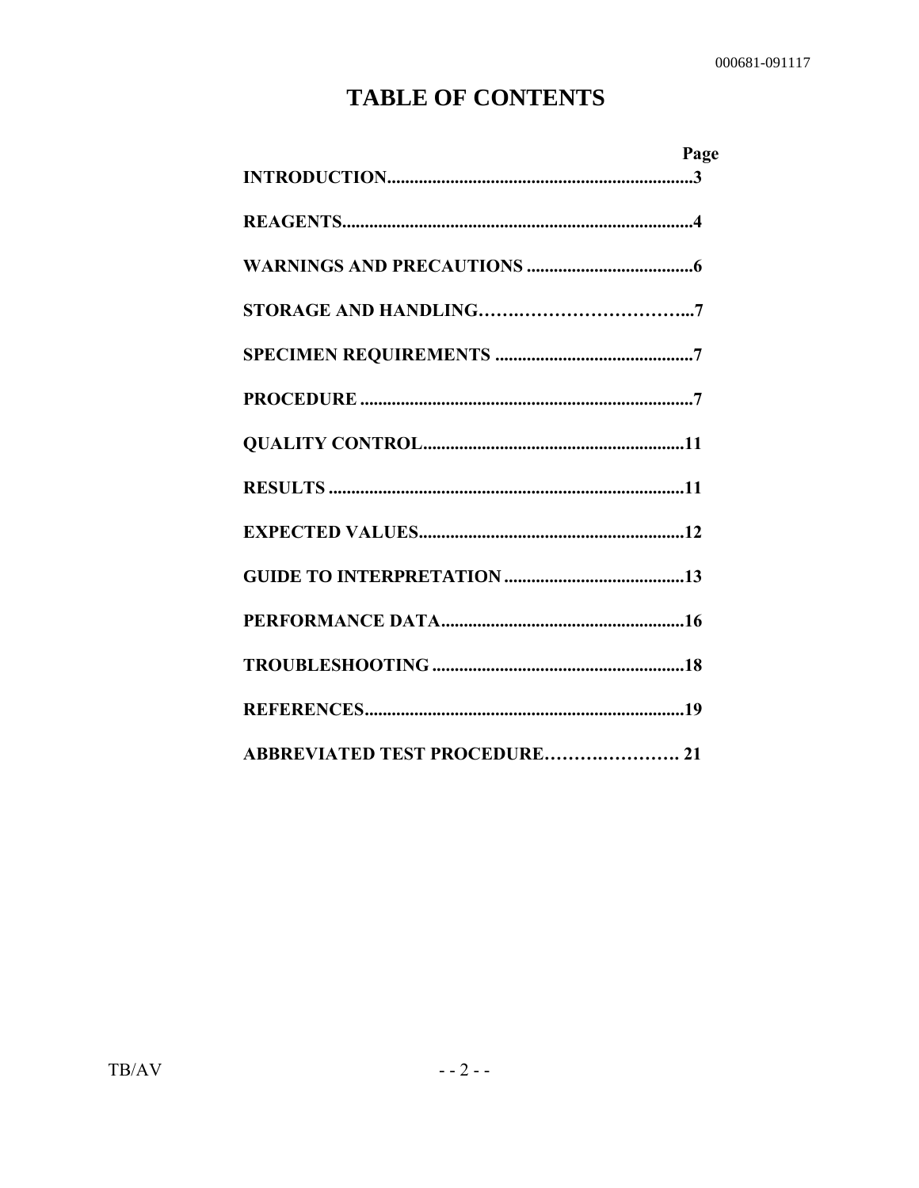# TABLE OF CONTENTS

| | Page |
|---|---|
| **INTRODUCTION** | **3** |
| **REAGENTS** | **4** |
| **WARNINGS AND PRECAUTIONS** | **6** |
| **STORAGE AND HANDLING** | **7** |
| **SPECIMEN REQUIREMENTS** | **7** |
| **PROCEDURE** | **7** |
| **QUALITY CONTROL** | **11** |
| **RESULTS** | **11** |
| **EXPECTED VALUES** | **12** |
| **GUIDE TO INTERPRETATION** | **13** |
| **PERFORMANCE DATA** | **16** |
| **TROUBLESHOOTING** | **18** |
| **REFERENCES** | **19** |
| **ABBREVIATED TEST PROCEDURE** | **21** |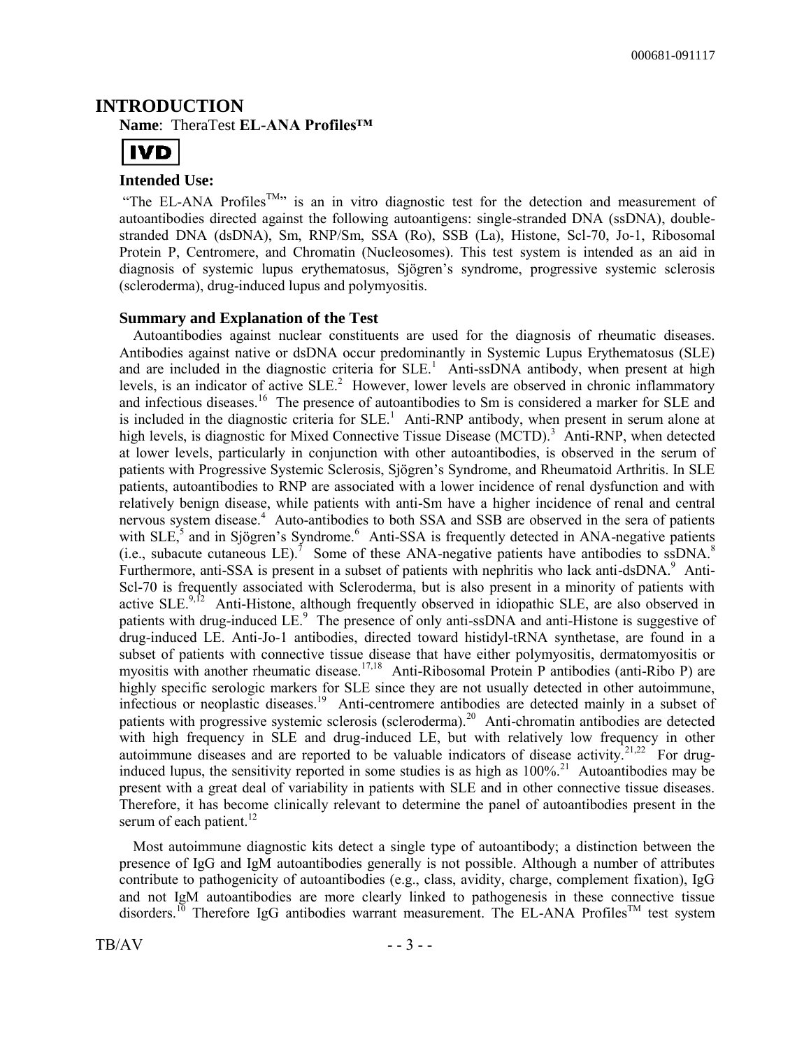# INTRODUCTION

**Name**: TheraTest **EL-ANA Profiles™**

**IVD**

### Intended Use:

"The EL-ANA Profiles™" is an in vitro diagnostic test for the detection and measurement of autoantibodies directed against the following autoantigens: single-stranded DNA (ssDNA), double-stranded DNA (dsDNA), Sm, RNP/Sm, SSA (Ro), SSB (La), Histone, Scl-70, Jo-1, Ribosomal Protein P, Centromere, and Chromatin (Nucleosomes). This test system is intended as an aid in diagnosis of systemic lupus erythematosus, Sjögren's syndrome, progressive systemic sclerosis (scleroderma), drug-induced lupus and polymyositis.

### Summary and Explanation of the Test

Autoantibodies against nuclear constituents are used for the diagnosis of rheumatic diseases. Antibodies against native or dsDNA occur predominantly in Systemic Lupus Erythematosus (SLE) and are included in the diagnostic criteria for SLE.[1] Anti-ssDNA antibody, when present at high levels, is an indicator of active SLE.[2] However, lower levels are observed in chronic inflammatory and infectious diseases.[16] The presence of autoantibodies to Sm is considered a marker for SLE and is included in the diagnostic criteria for SLE.[1] Anti-RNP antibody, when present in serum alone at high levels, is diagnostic for Mixed Connective Tissue Disease (MCTD).[3] Anti-RNP, when detected at lower levels, particularly in conjunction with other autoantibodies, is observed in the serum of patients with Progressive Systemic Sclerosis, Sjögren's Syndrome, and Rheumatoid Arthritis. In SLE patients, autoantibodies to RNP are associated with a lower incidence of renal dysfunction and with relatively benign disease, while patients with anti-Sm have a higher incidence of renal and central nervous system disease.[4] Auto-antibodies to both SSA and SSB are observed in the sera of patients with SLE,[5] and in Sjögren's Syndrome.[6] Anti-SSA is frequently detected in ANA-negative patients (i.e., subacute cutaneous LE).[7] Some of these ANA-negative patients have antibodies to ssDNA.[8] Furthermore, anti-SSA is present in a subset of patients with nephritis who lack anti-dsDNA.[9] Anti-Scl-70 is frequently associated with Scleroderma, but is also present in a minority of patients with active SLE.[9,12] Anti-Histone, although frequently observed in idiopathic SLE, are also observed in patients with drug-induced LE.[9] The presence of only anti-ssDNA and anti-Histone is suggestive of drug-induced LE. Anti-Jo-1 antibodies, directed toward histidyl-tRNA synthetase, are found in a subset of patients with connective tissue disease that have either polymyositis, dermatomyositis or myositis with another rheumatic disease.[17,18] Anti-Ribosomal Protein P antibodies (anti-Ribo P) are highly specific serologic markers for SLE since they are not usually detected in other autoimmune, infectious or neoplastic diseases.[19] Anti-centromere antibodies are detected mainly in a subset of patients with progressive systemic sclerosis (scleroderma).[20] Anti-chromatin antibodies are detected with high frequency in SLE and drug-induced LE, but with relatively low frequency in other autoimmune diseases and are reported to be valuable indicators of disease activity.[21,22] For drug-induced lupus, the sensitivity reported in some studies is as high as 100%.[21] Autoantibodies may be present with a great deal of variability in patients with SLE and in other connective tissue diseases. Therefore, it has become clinically relevant to determine the panel of autoantibodies present in the serum of each patient.[12]

Most autoimmune diagnostic kits detect a single type of autoantibody; a distinction between the presence of IgG and IgM autoantibodies generally is not possible. Although a number of attributes contribute to pathogenicity of autoantibodies (e.g., class, avidity, charge, complement fixation), IgG and not IgM autoantibodies are more clearly linked to pathogenesis in these connective tissue disorders.[10] Therefore IgG antibodies warrant measurement. The EL-ANA Profiles™ test system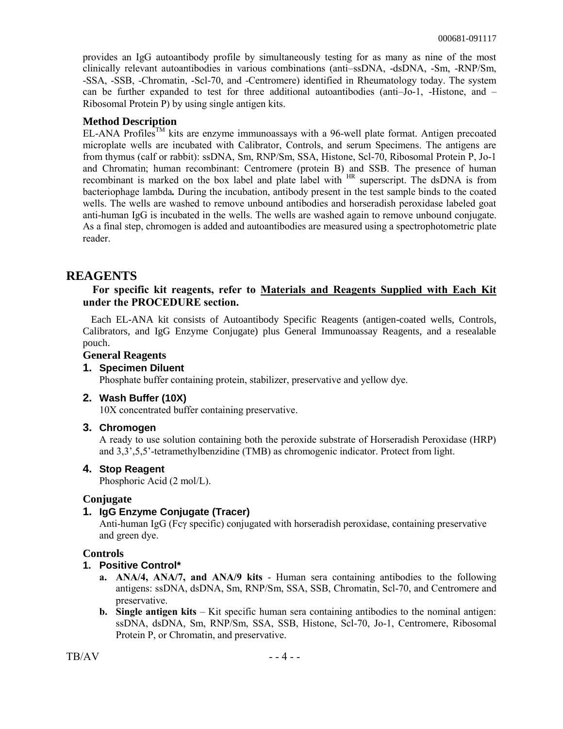provides an IgG autoantibody profile by simultaneously testing for as many as nine of the most clinically relevant autoantibodies in various combinations (anti–ssDNA, -dsDNA, -Sm, -RNP/Sm, -SSA, -SSB, -Chromatin, -Scl-70, and -Centromere) identified in Rheumatology today. The system can be further expanded to test for three additional autoantibodies (anti–Jo-1, -Histone, and –Ribosomal Protein P) by using single antigen kits.

### Method Description

EL-ANA Profiles™ kits are enzyme immunoassays with a 96-well plate format. Antigen precoated microplate wells are incubated with Calibrator, Controls, and serum Specimens. The antigens are from thymus (calf or rabbit): ssDNA, Sm, RNP/Sm, SSA, Histone, Scl-70, Ribosomal Protein P, Jo-1 and Chromatin; human recombinant: Centromere (protein B) and SSB. The presence of human recombinant is marked on the box label and plate label with HR superscript. The dsDNA is from bacteriophage lambda**.** During the incubation, antibody present in the test sample binds to the coated wells. The wells are washed to remove unbound antibodies and horseradish peroxidase labeled goat anti-human IgG is incubated in the wells. The wells are washed again to remove unbound conjugate. As a final step, chromogen is added and autoantibodies are measured using a spectrophotometric plate reader.

## REAGENTS

**For specific kit reagents, refer to <u>Materials and Reagents Supplied with Each Kit</u> under the PROCEDURE section.**

Each EL-ANA kit consists of Autoantibody Specific Reagents (antigen-coated wells, Controls, Calibrators, and IgG Enzyme Conjugate) plus General Immunoassay Reagents, and a resealable pouch.

### General Reagents

1. **Specimen Diluent**
   Phosphate buffer containing protein, stabilizer, preservative and yellow dye.
2. **Wash Buffer (10X)**
   10X concentrated buffer containing preservative.
3. **Chromogen**
   A ready to use solution containing both the peroxide substrate of Horseradish Peroxidase (HRP) and 3,3',5,5'-tetramethylbenzidine (TMB) as chromogenic indicator. Protect from light.
4. **Stop Reagent**
   Phosphoric Acid (2 mol/L).

### Conjugate

1. **IgG Enzyme Conjugate (Tracer)**
   Anti-human IgG (Fcγ specific) conjugated with horseradish peroxidase, containing preservative and green dye.

### Controls

1. **Positive Control***
   a. **ANA/4, ANA/7, and ANA/9 kits** - Human sera containing antibodies to the following antigens: ssDNA, dsDNA, Sm, RNP/Sm, SSA, SSB, Chromatin, Scl-70, and Centromere and preservative.
   b. **Single antigen kits** – Kit specific human sera containing antibodies to the nominal antigen: ssDNA, dsDNA, Sm, RNP/Sm, SSA, SSB, Histone, Scl-70, Jo-1, Centromere, Ribosomal Protein P, or Chromatin, and preservative.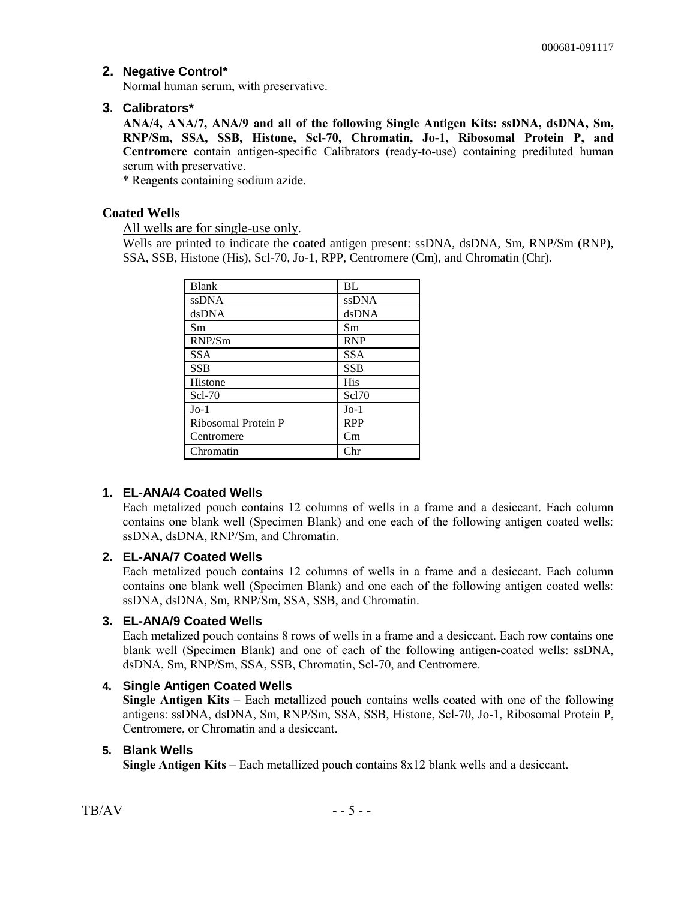### 2. Negative Control*

Normal human serum, with preservative.

### 3. Calibrators*

**ANA/4, ANA/7, ANA/9 and all of the following Single Antigen Kits: ssDNA, dsDNA, Sm, RNP/Sm, SSA, SSB, Histone, Scl-70, Chromatin, Jo-1, Ribosomal Protein P, and Centromere** contain antigen-specific Calibrators (ready-to-use) containing prediluted human serum with preservative.

* Reagents containing sodium azide.

## Coated Wells

All wells are for single-use only.

Wells are printed to indicate the coated antigen present: ssDNA, dsDNA, Sm, RNP/Sm (RNP), SSA, SSB, Histone (His), Scl-70, Jo-1, RPP, Centromere (Cm), and Chromatin (Chr).

| Blank | BL |
|---|---|
| ssDNA | ssDNA |
| dsDNA | dsDNA |
| Sm | Sm |
| RNP/Sm | RNP |
| SSA | SSA |
| SSB | SSB |
| Histone | His |
| Scl-70 | Scl70 |
| Jo-1 | Jo-1 |
| Ribosomal Protein P | RPP |
| Centromere | Cm |
| Chromatin | Chr |

### 1. EL-ANA/4 Coated Wells

Each metalized pouch contains 12 columns of wells in a frame and a desiccant. Each column contains one blank well (Specimen Blank) and one each of the following antigen coated wells: ssDNA, dsDNA, RNP/Sm, and Chromatin.

### 2. EL-ANA/7 Coated Wells

Each metalized pouch contains 12 columns of wells in a frame and a desiccant. Each column contains one blank well (Specimen Blank) and one each of the following antigen coated wells: ssDNA, dsDNA, Sm, RNP/Sm, SSA, SSB, and Chromatin.

### 3. EL-ANA/9 Coated Wells

Each metalized pouch contains 8 rows of wells in a frame and a desiccant. Each row contains one blank well (Specimen Blank) and one of each of the following antigen-coated wells: ssDNA, dsDNA, Sm, RNP/Sm, SSA, SSB, Chromatin, Scl-70, and Centromere.

### 4. Single Antigen Coated Wells

**Single Antigen Kits** – Each metallized pouch contains wells coated with one of the following antigens: ssDNA, dsDNA, Sm, RNP/Sm, SSA, SSB, Histone, Scl-70, Jo-1, Ribosomal Protein P, Centromere, or Chromatin and a desiccant.

### 5. Blank Wells

**Single Antigen Kits** – Each metallized pouch contains 8x12 blank wells and a desiccant.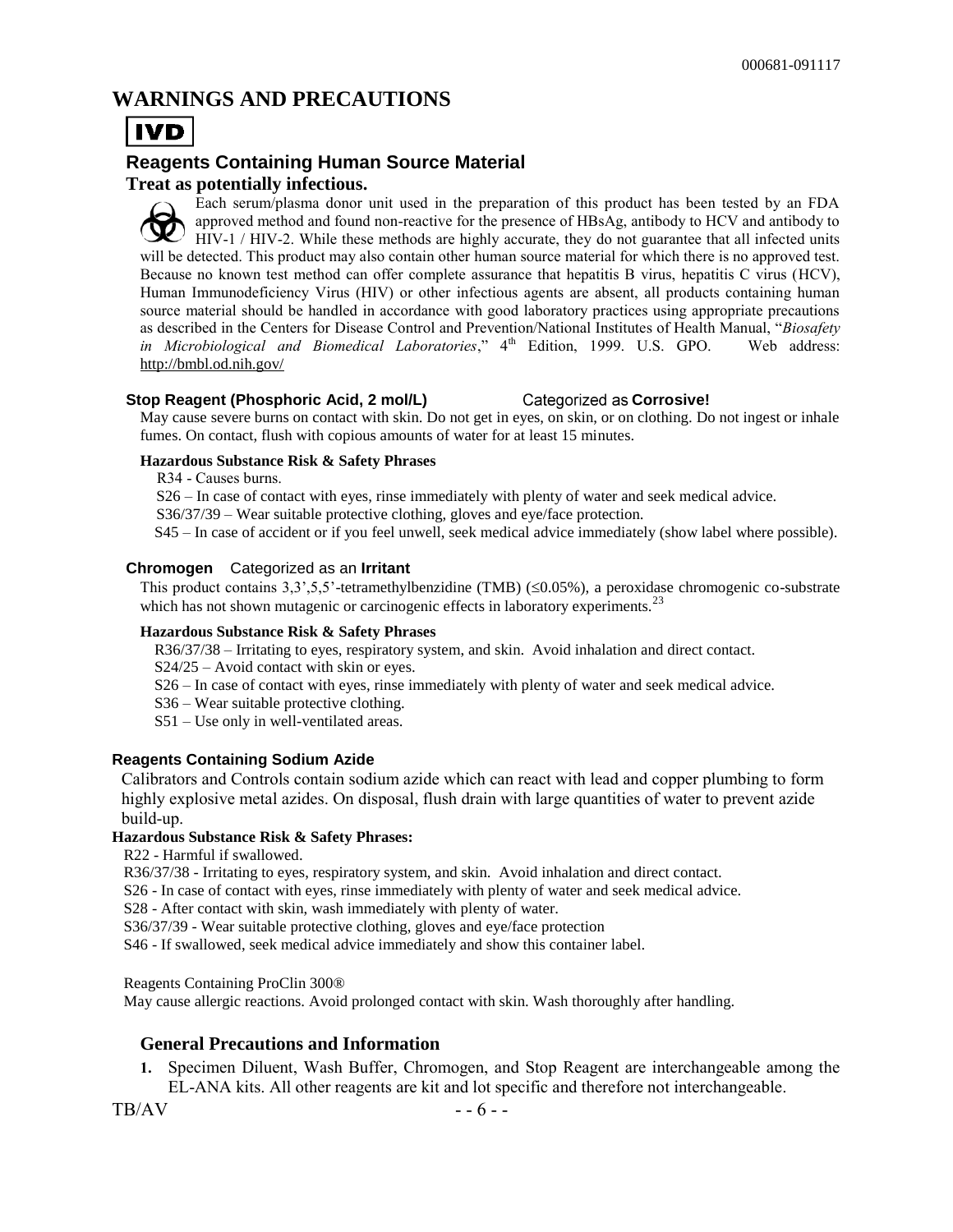## WARNINGS AND PRECAUTIONS

**IVD**

### Reagents Containing Human Source Material

**Treat as potentially infectious.**

Each serum/plasma donor unit used in the preparation of this product has been tested by an FDA approved method and found non-reactive for the presence of HBsAg, antibody to HCV and antibody to HIV-1 / HIV-2. While these methods are highly accurate, they do not guarantee that all infected units will be detected. This product may also contain other human source material for which there is no approved test. Because no known test method can offer complete assurance that hepatitis B virus, hepatitis C virus (HCV), Human Immunodeficiency Virus (HIV) or other infectious agents are absent, all products containing human source material should be handled in accordance with good laboratory practices using appropriate precautions as described in the Centers for Disease Control and Prevention/National Institutes of Health Manual, "*Biosafety in Microbiological and Biomedical Laboratories*," 4th Edition, 1999. U.S. GPO. Web address: http://bmbl.od.nih.gov/

**Stop Reagent (Phosphoric Acid, 2 mol/L)** Categorized as **Corrosive!**

May cause severe burns on contact with skin. Do not get in eyes, on skin, or on clothing. Do not ingest or inhale fumes. On contact, flush with copious amounts of water for at least 15 minutes.

**Hazardous Substance Risk & Safety Phrases**

R34 - Causes burns.
S26 – In case of contact with eyes, rinse immediately with plenty of water and seek medical advice.
S36/37/39 – Wear suitable protective clothing, gloves and eye/face protection.
S45 – In case of accident or if you feel unwell, seek medical advice immediately (show label where possible).

**Chromogen** Categorized as an **Irritant**

This product contains 3,3',5,5'-tetramethylbenzidine (TMB) (≤0.05%), a peroxidase chromogenic co-substrate which has not shown mutagenic or carcinogenic effects in laboratory experiments.[23]

**Hazardous Substance Risk & Safety Phrases**

R36/37/38 – Irritating to eyes, respiratory system, and skin. Avoid inhalation and direct contact.
S24/25 – Avoid contact with skin or eyes.
S26 – In case of contact with eyes, rinse immediately with plenty of water and seek medical advice.
S36 – Wear suitable protective clothing.
S51 – Use only in well-ventilated areas.

**Reagents Containing Sodium Azide**

Calibrators and Controls contain sodium azide which can react with lead and copper plumbing to form highly explosive metal azides. On disposal, flush drain with large quantities of water to prevent azide build-up.

**Hazardous Substance Risk & Safety Phrases:**

R22 - Harmful if swallowed.
R36/37/38 - Irritating to eyes, respiratory system, and skin. Avoid inhalation and direct contact.
S26 - In case of contact with eyes, rinse immediately with plenty of water and seek medical advice.
S28 - After contact with skin, wash immediately with plenty of water.
S36/37/39 - Wear suitable protective clothing, gloves and eye/face protection
S46 - If swallowed, seek medical advice immediately and show this container label.

Reagents Containing ProClin 300®

May cause allergic reactions. Avoid prolonged contact with skin. Wash thoroughly after handling.

### General Precautions and Information

1. Specimen Diluent, Wash Buffer, Chromogen, and Stop Reagent are interchangeable among the EL-ANA kits. All other reagents are kit and lot specific and therefore not interchangeable.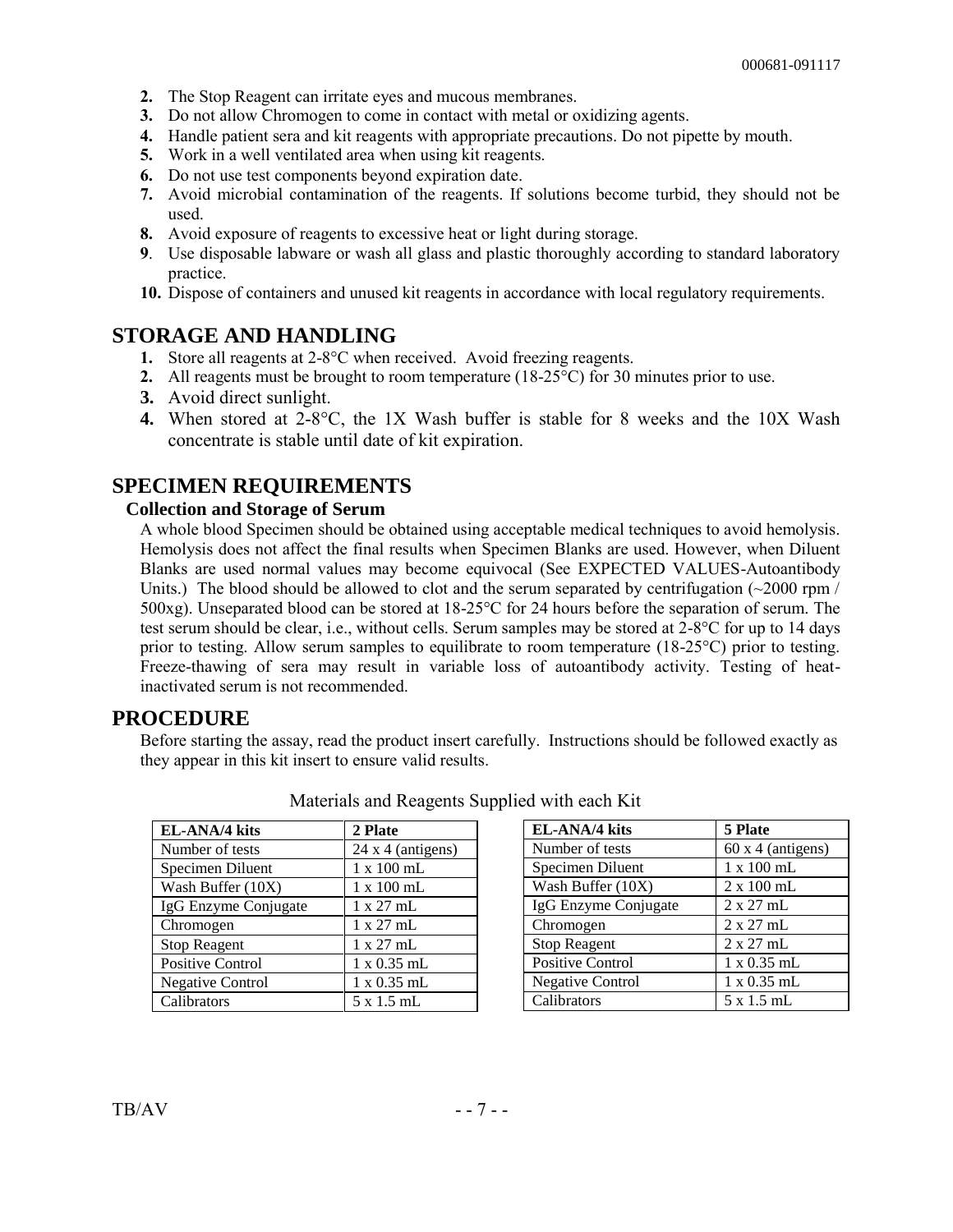2. The Stop Reagent can irritate eyes and mucous membranes.
3. Do not allow Chromogen to come in contact with metal or oxidizing agents.
4. Handle patient sera and kit reagents with appropriate precautions. Do not pipette by mouth.
5. Work in a well ventilated area when using kit reagents.
6. Do not use test components beyond expiration date.
7. Avoid microbial contamination of the reagents. If solutions become turbid, they should not be used.
8. Avoid exposure of reagents to excessive heat or light during storage.
9. Use disposable labware or wash all glass and plastic thoroughly according to standard laboratory practice.
10. Dispose of containers and unused kit reagents in accordance with local regulatory requirements.

## STORAGE AND HANDLING

1. Store all reagents at 2-8°C when received. Avoid freezing reagents.
2. All reagents must be brought to room temperature (18-25°C) for 30 minutes prior to use.
3. Avoid direct sunlight.
4. When stored at 2-8°C, the 1X Wash buffer is stable for 8 weeks and the 10X Wash concentrate is stable until date of kit expiration.

## SPECIMEN REQUIREMENTS

### Collection and Storage of Serum

A whole blood Specimen should be obtained using acceptable medical techniques to avoid hemolysis. Hemolysis does not affect the final results when Specimen Blanks are used. However, when Diluent Blanks are used normal values may become equivocal (See EXPECTED VALUES-Autoantibody Units.) The blood should be allowed to clot and the serum separated by centrifugation (~2000 rpm / 500xg). Unseparated blood can be stored at 18-25°C for 24 hours before the separation of serum. The test serum should be clear, i.e., without cells. Serum samples may be stored at 2-8°C for up to 14 days prior to testing. Allow serum samples to equilibrate to room temperature (18-25°C) prior to testing. Freeze-thawing of sera may result in variable loss of autoantibody activity. Testing of heat-inactivated serum is not recommended.

## PROCEDURE

Before starting the assay, read the product insert carefully. Instructions should be followed exactly as they appear in this kit insert to ensure valid results.

Materials and Reagents Supplied with each Kit

| EL-ANA/4 kits | 2 Plate |
|---|---|
| Number of tests | 24 x 4 (antigens) |
| Specimen Diluent | 1 x 100 mL |
| Wash Buffer (10X) | 1 x 100 mL |
| IgG Enzyme Conjugate | 1 x 27 mL |
| Chromogen | 1 x 27 mL |
| Stop Reagent | 1 x 27 mL |
| Positive Control | 1 x 0.35 mL |
| Negative Control | 1 x 0.35 mL |
| Calibrators | 5 x 1.5 mL |

| EL-ANA/4 kits | 5 Plate |
|---|---|
| Number of tests | 60 x 4 (antigens) |
| Specimen Diluent | 1 x 100 mL |
| Wash Buffer (10X) | 2 x 100 mL |
| IgG Enzyme Conjugate | 2 x 27 mL |
| Chromogen | 2 x 27 mL |
| Stop Reagent | 2 x 27 mL |
| Positive Control | 1 x 0.35 mL |
| Negative Control | 1 x 0.35 mL |
| Calibrators | 5 x 1.5 mL |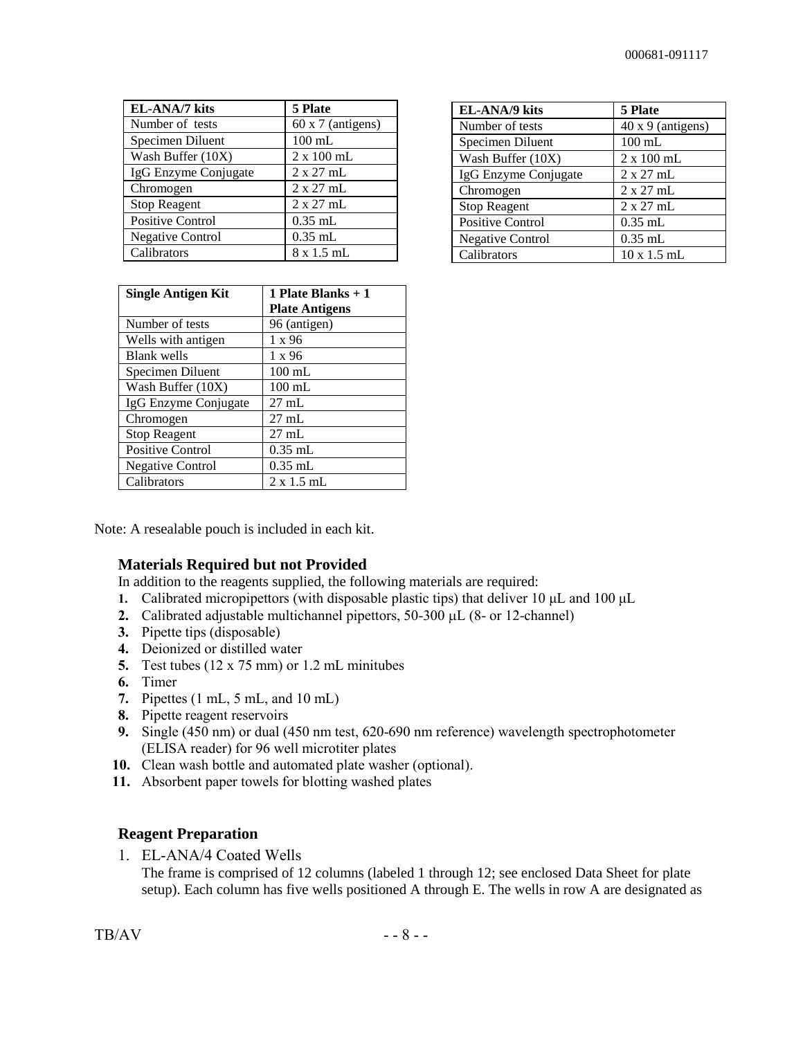| EL-ANA/7 kits | 5 Plate |
| --- | --- |
| Number of tests | 60 x 7 (antigens) |
| Specimen Diluent | 100 mL |
| Wash Buffer (10X) | 2 x 100 mL |
| IgG Enzyme Conjugate | 2 x 27 mL |
| Chromogen | 2 x 27 mL |
| Stop Reagent | 2 x 27 mL |
| Positive Control | 0.35 mL |
| Negative Control | 0.35 mL |
| Calibrators | 8 x 1.5 mL |

| EL-ANA/9 kits | 5 Plate |
| --- | --- |
| Number of tests | 40 x 9 (antigens) |
| Specimen Diluent | 100 mL |
| Wash Buffer (10X) | 2 x 100 mL |
| IgG Enzyme Conjugate | 2 x 27 mL |
| Chromogen | 2 x 27 mL |
| Stop Reagent | 2 x 27 mL |
| Positive Control | 0.35 mL |
| Negative Control | 0.35 mL |
| Calibrators | 10 x 1.5 mL |

| Single Antigen Kit | 1 Plate Blanks + 1 Plate Antigens |
| --- | --- |
| Number of tests | 96 (antigen) |
| Wells with antigen | 1 x 96 |
| Blank wells | 1 x 96 |
| Specimen Diluent | 100 mL |
| Wash Buffer (10X) | 100 mL |
| IgG Enzyme Conjugate | 27 mL |
| Chromogen | 27 mL |
| Stop Reagent | 27 mL |
| Positive Control | 0.35 mL |
| Negative Control | 0.35 mL |
| Calibrators | 2 x 1.5 mL |

Note: A resealable pouch is included in each kit.

### Materials Required but not Provided

In addition to the reagents supplied, the following materials are required:

1. Calibrated micropipettors (with disposable plastic tips) that deliver 10 μL and 100 μL
2. Calibrated adjustable multichannel pipettors, 50-300 μL (8- or 12-channel)
3. Pipette tips (disposable)
4. Deionized or distilled water
5. Test tubes (12 x 75 mm) or 1.2 mL minitubes
6. Timer
7. Pipettes (1 mL, 5 mL, and 10 mL)
8. Pipette reagent reservoirs
9. Single (450 nm) or dual (450 nm test, 620-690 nm reference) wavelength spectrophotometer (ELISA reader) for 96 well microtiter plates
10. Clean wash bottle and automated plate washer (optional).
11. Absorbent paper towels for blotting washed plates

### Reagent Preparation

1. EL-ANA/4 Coated Wells
   The frame is comprised of 12 columns (labeled 1 through 12; see enclosed Data Sheet for plate setup). Each column has five wells positioned A through E. The wells in row A are designated as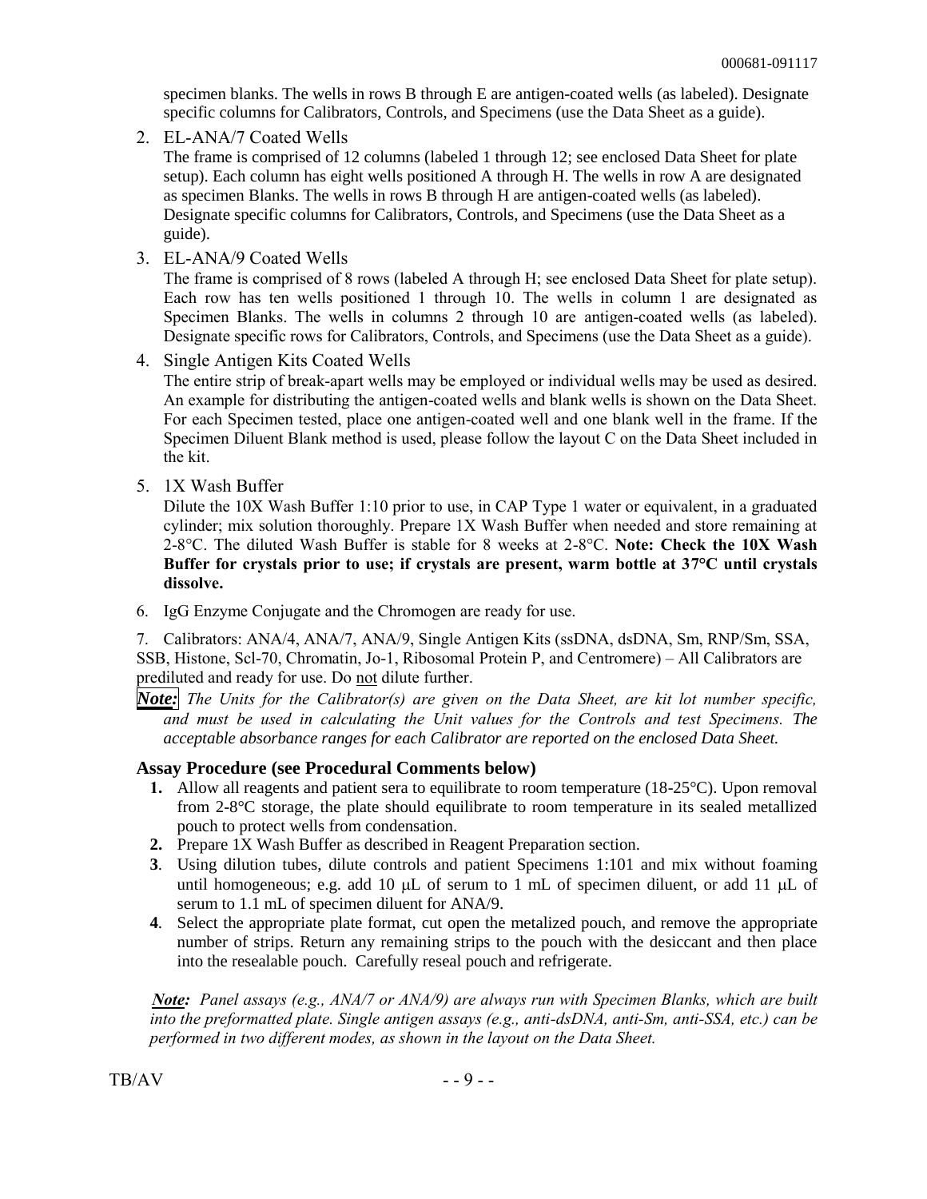specimen blanks. The wells in rows B through E are antigen-coated wells (as labeled). Designate specific columns for Calibrators, Controls, and Specimens (use the Data Sheet as a guide).

2. EL-ANA/7 Coated Wells
   The frame is comprised of 12 columns (labeled 1 through 12; see enclosed Data Sheet for plate setup). Each column has eight wells positioned A through H. The wells in row A are designated as specimen Blanks. The wells in rows B through H are antigen-coated wells (as labeled). Designate specific columns for Calibrators, Controls, and Specimens (use the Data Sheet as a guide).

3. EL-ANA/9 Coated Wells
   The frame is comprised of 8 rows (labeled A through H; see enclosed Data Sheet for plate setup). Each row has ten wells positioned 1 through 10. The wells in column 1 are designated as Specimen Blanks. The wells in columns 2 through 10 are antigen-coated wells (as labeled). Designate specific rows for Calibrators, Controls, and Specimens (use the Data Sheet as a guide).

4. Single Antigen Kits Coated Wells
   The entire strip of break-apart wells may be employed or individual wells may be used as desired. An example for distributing the antigen-coated wells and blank wells is shown on the Data Sheet. For each Specimen tested, place one antigen-coated well and one blank well in the frame. If the Specimen Diluent Blank method is used, please follow the layout C on the Data Sheet included in the kit.

5. 1X Wash Buffer
   Dilute the 10X Wash Buffer 1:10 prior to use, in CAP Type 1 water or equivalent, in a graduated cylinder; mix solution thoroughly. Prepare 1X Wash Buffer when needed and store remaining at 2-8°C. The diluted Wash Buffer is stable for 8 weeks at 2-8°C. **Note: Check the 10X Wash Buffer for crystals prior to use; if crystals are present, warm bottle at 37°C until crystals dissolve.**

6. IgG Enzyme Conjugate and the Chromogen are ready for use.

7. Calibrators: ANA/4, ANA/7, ANA/9, Single Antigen Kits (ssDNA, dsDNA, Sm, RNP/Sm, SSA, SSB, Histone, Scl-70, Chromatin, Jo-1, Ribosomal Protein P, and Centromere) – All Calibrators are prediluted and ready for use. Do not dilute further.

***Note:*** *The Units for the Calibrator(s) are given on the Data Sheet, are kit lot number specific, and must be used in calculating the Unit values for the Controls and test Specimens. The acceptable absorbance ranges for each Calibrator are reported on the enclosed Data Sheet.*

### Assay Procedure (see Procedural Comments below)

1. Allow all reagents and patient sera to equilibrate to room temperature (18-25°C). Upon removal from 2-8°C storage, the plate should equilibrate to room temperature in its sealed metallized pouch to protect wells from condensation.
2. Prepare 1X Wash Buffer as described in Reagent Preparation section.
3. Using dilution tubes, dilute controls and patient Specimens 1:101 and mix without foaming until homogeneous; e.g. add 10 μL of serum to 1 mL of specimen diluent, or add 11 μL of serum to 1.1 mL of specimen diluent for ANA/9.
4. Select the appropriate plate format, cut open the metalized pouch, and remove the appropriate number of strips. Return any remaining strips to the pouch with the desiccant and then place into the resealable pouch. Carefully reseal pouch and refrigerate.

***Note:*** *Panel assays (e.g., ANA/7 or ANA/9) are always run with Specimen Blanks, which are built into the preformatted plate. Single antigen assays (e.g., anti-dsDNA, anti-Sm, anti-SSA, etc.) can be performed in two different modes, as shown in the layout on the Data Sheet.*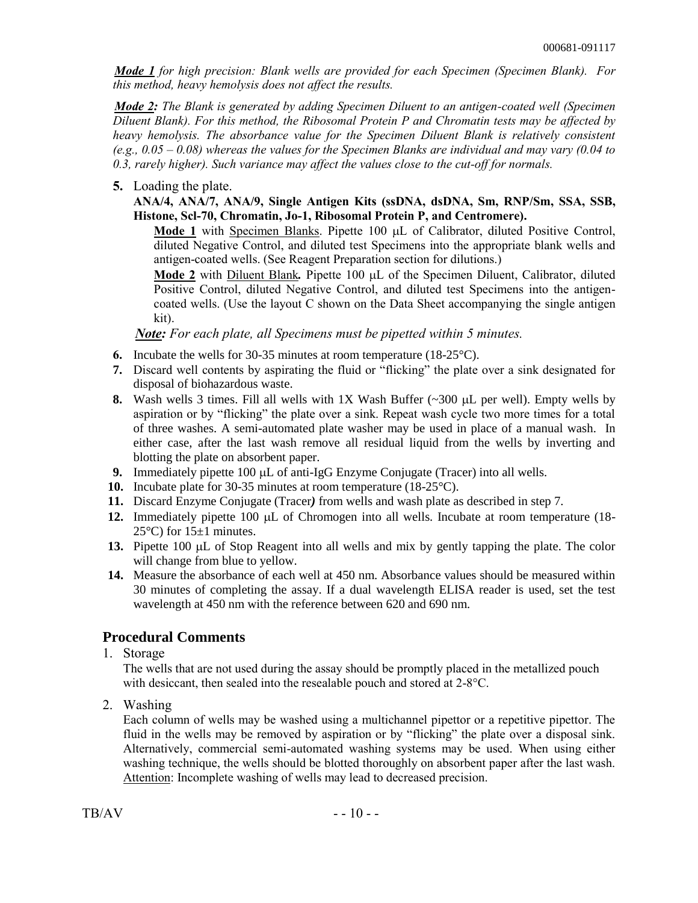***Mode 1*** *for high precision: Blank wells are provided for each Specimen (Specimen Blank). For this method, heavy hemolysis does not affect the results.*

***Mode 2:*** *The Blank is generated by adding Specimen Diluent to an antigen-coated well (Specimen Diluent Blank). For this method, the Ribosomal Protein P and Chromatin tests may be affected by heavy hemolysis. The absorbance value for the Specimen Diluent Blank is relatively consistent (e.g., 0.05 – 0.08) whereas the values for the Specimen Blanks are individual and may vary (0.04 to 0.3, rarely higher). Such variance may affect the values close to the cut-off for normals.*

**5.** Loading the plate.

**ANA/4, ANA/7, ANA/9, Single Antigen Kits (ssDNA, dsDNA, Sm, RNP/Sm, SSA, SSB, Histone, Scl-70, Chromatin, Jo-1, Ribosomal Protein P, and Centromere).**

**Mode 1** with Specimen Blanks. Pipette 100 μL of Calibrator, diluted Positive Control, diluted Negative Control, and diluted test Specimens into the appropriate blank wells and antigen-coated wells. (See Reagent Preparation section for dilutions.)

**Mode 2** with Diluent Blank***.*** Pipette 100 μL of the Specimen Diluent, Calibrator, diluted Positive Control, diluted Negative Control, and diluted test Specimens into the antigen-coated wells. (Use the layout C shown on the Data Sheet accompanying the single antigen kit).

***Note:*** *For each plate, all Specimens must be pipetted within 5 minutes.*

**6.** Incubate the wells for 30-35 minutes at room temperature (18-25°C).

**7.** Discard well contents by aspirating the fluid or "flicking" the plate over a sink designated for disposal of biohazardous waste.

**8.** Wash wells 3 times. Fill all wells with 1X Wash Buffer (~300 μL per well). Empty wells by aspiration or by "flicking" the plate over a sink. Repeat wash cycle two more times for a total of three washes. A semi-automated plate washer may be used in place of a manual wash. In either case, after the last wash remove all residual liquid from the wells by inverting and blotting the plate on absorbent paper.

**9.** Immediately pipette 100 μL of anti-IgG Enzyme Conjugate (Tracer) into all wells.

**10.** Incubate plate for 30-35 minutes at room temperature (18-25°C).

**11.** Discard Enzyme Conjugate (Tracer***)*** from wells and wash plate as described in step 7.

**12.** Immediately pipette 100 μL of Chromogen into all wells. Incubate at room temperature (18-25°C) for 15±1 minutes.

**13.** Pipette 100 μL of Stop Reagent into all wells and mix by gently tapping the plate. The color will change from blue to yellow.

**14.** Measure the absorbance of each well at 450 nm. Absorbance values should be measured within 30 minutes of completing the assay. If a dual wavelength ELISA reader is used, set the test wavelength at 450 nm with the reference between 620 and 690 nm.

## Procedural Comments

1. Storage

   The wells that are not used during the assay should be promptly placed in the metallized pouch with desiccant, then sealed into the resealable pouch and stored at 2-8°C.

2. Washing

   Each column of wells may be washed using a multichannel pipettor or a repetitive pipettor. The fluid in the wells may be removed by aspiration or by "flicking" the plate over a disposal sink. Alternatively, commercial semi-automated washing systems may be used. When using either washing technique, the wells should be blotted thoroughly on absorbent paper after the last wash. Attention: Incomplete washing of wells may lead to decreased precision.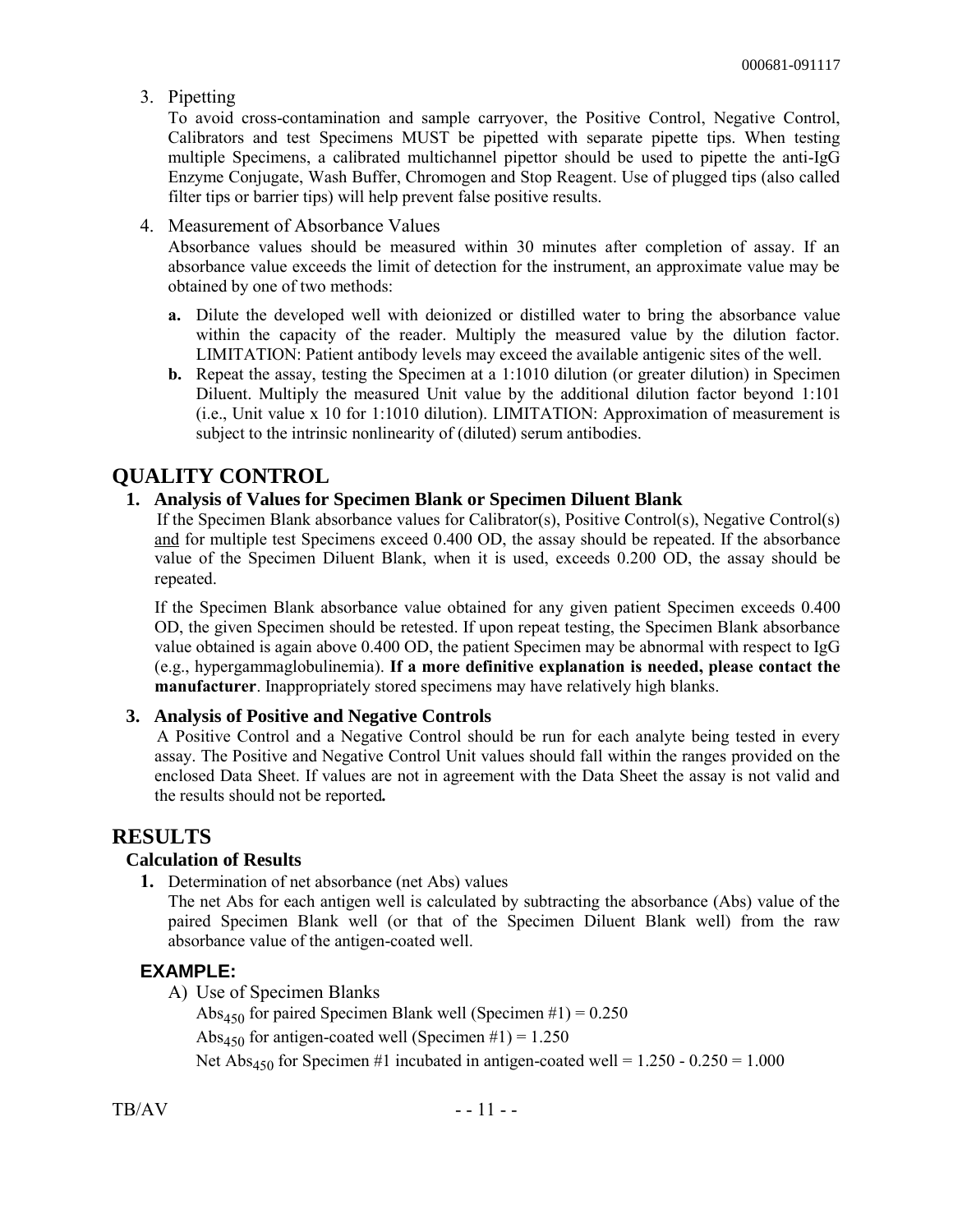3. Pipetting

   To avoid cross-contamination and sample carryover, the Positive Control, Negative Control, Calibrators and test Specimens MUST be pipetted with separate pipette tips. When testing multiple Specimens, a calibrated multichannel pipettor should be used to pipette the anti-IgG Enzyme Conjugate, Wash Buffer, Chromogen and Stop Reagent. Use of plugged tips (also called filter tips or barrier tips) will help prevent false positive results.

4. Measurement of Absorbance Values

   Absorbance values should be measured within 30 minutes after completion of assay. If an absorbance value exceeds the limit of detection for the instrument, an approximate value may be obtained by one of two methods:

   **a.** Dilute the developed well with deionized or distilled water to bring the absorbance value within the capacity of the reader. Multiply the measured value by the dilution factor. LIMITATION: Patient antibody levels may exceed the available antigenic sites of the well.

   **b.** Repeat the assay, testing the Specimen at a 1:1010 dilution (or greater dilution) in Specimen Diluent. Multiply the measured Unit value by the additional dilution factor beyond 1:101 (i.e., Unit value x 10 for 1:1010 dilution). LIMITATION: Approximation of measurement is subject to the intrinsic nonlinearity of (diluted) serum antibodies.

# QUALITY CONTROL

### 1. Analysis of Values for Specimen Blank or Specimen Diluent Blank

If the Specimen Blank absorbance values for Calibrator(s), Positive Control(s), Negative Control(s) and for multiple test Specimens exceed 0.400 OD, the assay should be repeated. If the absorbance value of the Specimen Diluent Blank, when it is used, exceeds 0.200 OD, the assay should be repeated.

If the Specimen Blank absorbance value obtained for any given patient Specimen exceeds 0.400 OD, the given Specimen should be retested. If upon repeat testing, the Specimen Blank absorbance value obtained is again above 0.400 OD, the patient Specimen may be abnormal with respect to IgG (e.g., hypergammaglobulinemia). **If a more definitive explanation is needed, please contact the manufacturer**. Inappropriately stored specimens may have relatively high blanks.

### 3. Analysis of Positive and Negative Controls

A Positive Control and a Negative Control should be run for each analyte being tested in every assay. The Positive and Negative Control Unit values should fall within the ranges provided on the enclosed Data Sheet. If values are not in agreement with the Data Sheet the assay is not valid and the results should not be reported.

# RESULTS

### Calculation of Results

**1.** Determination of net absorbance (net Abs) values

The net Abs for each antigen well is calculated by subtracting the absorbance (Abs) value of the paired Specimen Blank well (or that of the Specimen Diluent Blank well) from the raw absorbance value of the antigen-coated well.

### EXAMPLE:

A) Use of Specimen Blanks

$Abs_{450}$ for paired Specimen Blank well (Specimen #1) = 0.250

$Abs_{450}$ for antigen-coated well (Specimen #1) = 1.250

Net $Abs_{450}$ for Specimen #1 incubated in antigen-coated well = 1.250 - 0.250 = 1.000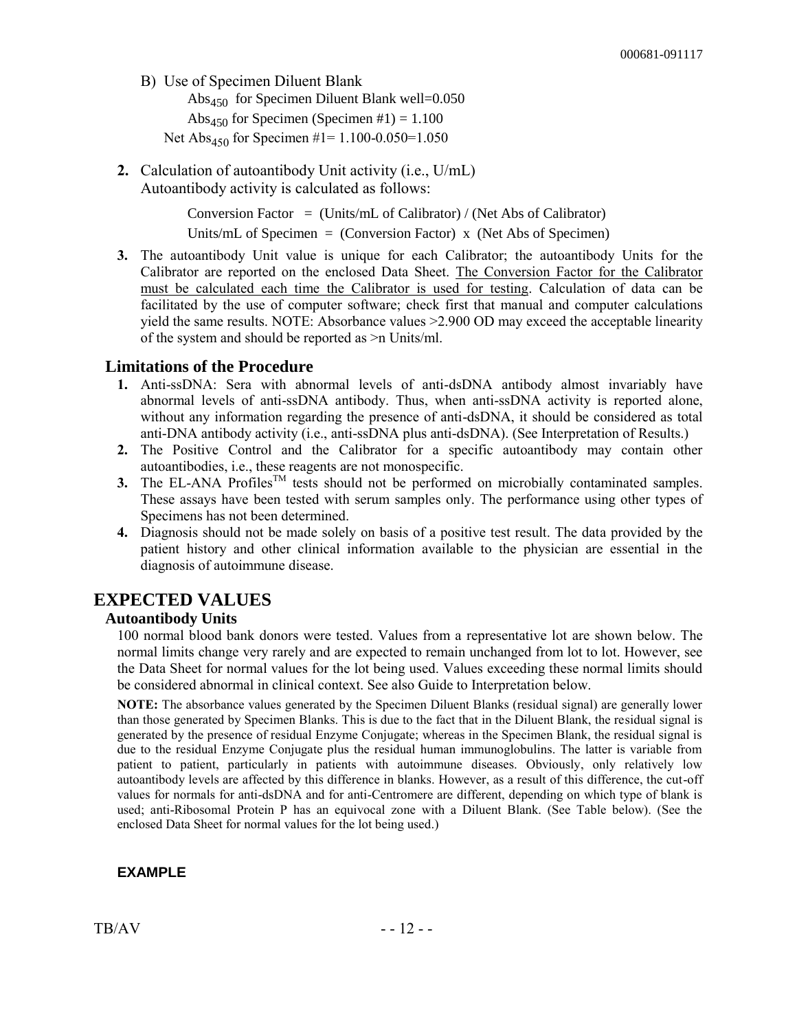B) Use of Specimen Diluent Blank

$Abs_{450}$ for Specimen Diluent Blank well=0.050

$Abs_{450}$ for Specimen (Specimen #1) = 1.100

Net $Abs_{450}$ for Specimen #1= 1.100-0.050=1.050

**2.** Calculation of autoantibody Unit activity (i.e., U/mL)
Autoantibody activity is calculated as follows:

Conversion Factor = (Units/mL of Calibrator) / (Net Abs of Calibrator)

Units/mL of Specimen = (Conversion Factor) x (Net Abs of Specimen)

**3.** The autoantibody Unit value is unique for each Calibrator; the autoantibody Units for the Calibrator are reported on the enclosed Data Sheet. The Conversion Factor for the Calibrator must be calculated each time the Calibrator is used for testing. Calculation of data can be facilitated by the use of computer software; check first that manual and computer calculations yield the same results. NOTE: Absorbance values >2.900 OD may exceed the acceptable linearity of the system and should be reported as >n Units/ml.

## Limitations of the Procedure

1. Anti-ssDNA: Sera with abnormal levels of anti-dsDNA antibody almost invariably have abnormal levels of anti-ssDNA antibody. Thus, when anti-ssDNA activity is reported alone, without any information regarding the presence of anti-dsDNA, it should be considered as total anti-DNA antibody activity (i.e., anti-ssDNA plus anti-dsDNA). (See Interpretation of Results.)
2. The Positive Control and the Calibrator for a specific autoantibody may contain other autoantibodies, i.e., these reagents are not monospecific.
3. The EL-ANA Profiles™ tests should not be performed on microbially contaminated samples. These assays have been tested with serum samples only. The performance using other types of Specimens has not been determined.
4. Diagnosis should not be made solely on basis of a positive test result. The data provided by the patient history and other clinical information available to the physician are essential in the diagnosis of autoimmune disease.

# EXPECTED VALUES

### Autoantibody Units

100 normal blood bank donors were tested. Values from a representative lot are shown below. The normal limits change very rarely and are expected to remain unchanged from lot to lot. However, see the Data Sheet for normal values for the lot being used. Values exceeding these normal limits should be considered abnormal in clinical context. See also Guide to Interpretation below.

**NOTE:** The absorbance values generated by the Specimen Diluent Blanks (residual signal) are generally lower than those generated by Specimen Blanks. This is due to the fact that in the Diluent Blank, the residual signal is generated by the presence of residual Enzyme Conjugate; whereas in the Specimen Blank, the residual signal is due to the residual Enzyme Conjugate plus the residual human immunoglobulins. The latter is variable from patient to patient, particularly in patients with autoimmune diseases. Obviously, only relatively low autoantibody levels are affected by this difference in blanks. However, as a result of this difference, the cut-off values for normals for anti-dsDNA and for anti-Centromere are different, depending on which type of blank is used; anti-Ribosomal Protein P has an equivocal zone with a Diluent Blank. (See Table below). (See the enclosed Data Sheet for normal values for the lot being used.)

**EXAMPLE**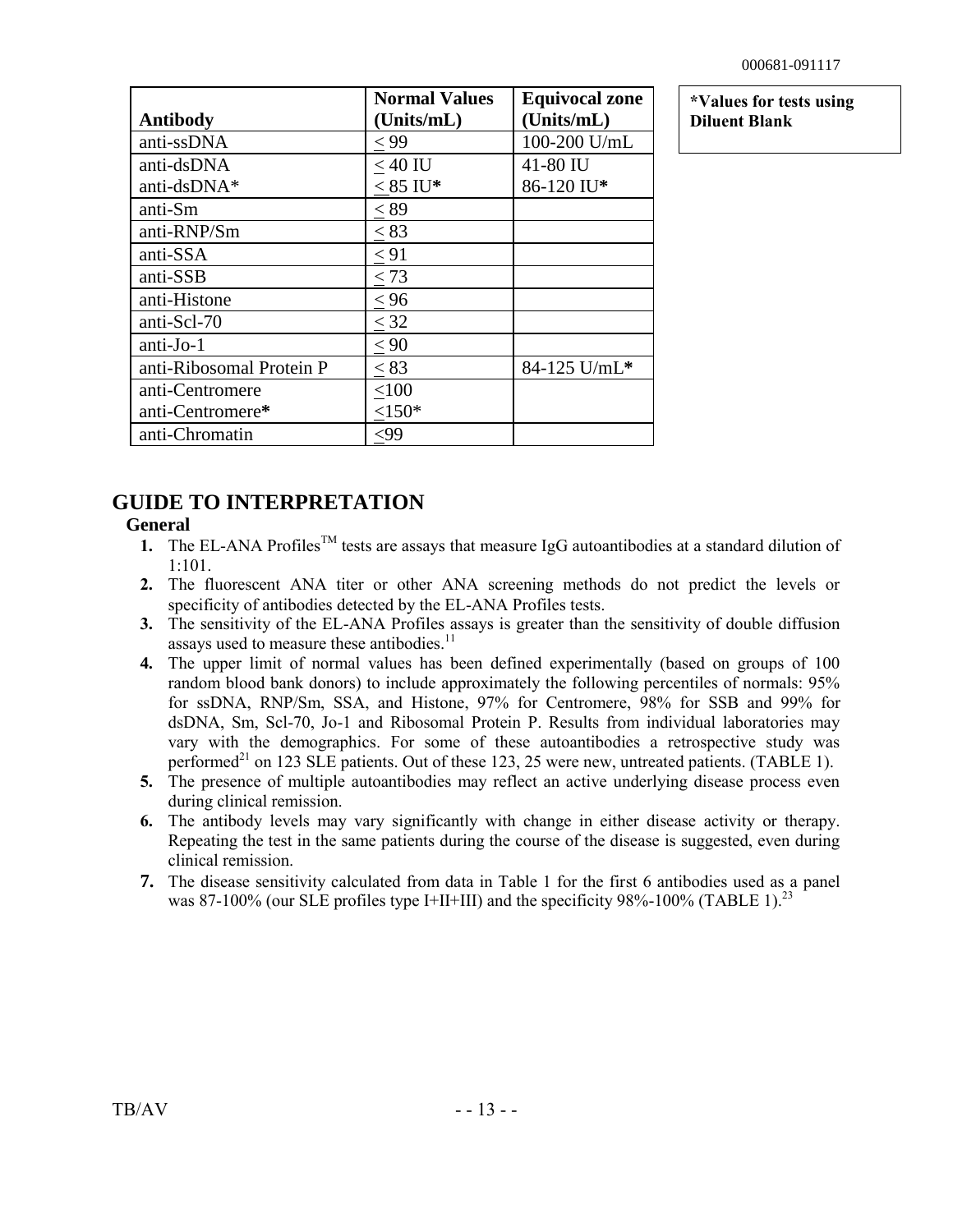| Antibody | Normal Values (Units/mL) | Equivocal zone (Units/mL) |
|---|---|---|
| anti-ssDNA | ≤ 99 | 100-200 U/mL |
| anti-dsDNA<br>anti-dsDNA* | ≤ 40 IU<br>≤ 85 IU* | 41-80 IU<br>86-120 IU* |
| anti-Sm | ≤ 89 | |
| anti-RNP/Sm | ≤ 83 | |
| anti-SSA | ≤ 91 | |
| anti-SSB | ≤ 73 | |
| anti-Histone | ≤ 96 | |
| anti-Scl-70 | ≤ 32 | |
| anti-Jo-1 | ≤ 90 | |
| anti-Ribosomal Protein P | ≤ 83 | 84-125 U/mL* |
| anti-Centromere<br>anti-Centromere* | ≤100<br>≤150* | |
| anti-Chromatin | ≤99 | |

**\*Values for tests using Diluent Blank**

## GUIDE TO INTERPRETATION

### General

1. The EL-ANA Profiles™ tests are assays that measure IgG autoantibodies at a standard dilution of 1:101.
2. The fluorescent ANA titer or other ANA screening methods do not predict the levels or specificity of antibodies detected by the EL-ANA Profiles tests.
3. The sensitivity of the EL-ANA Profiles assays is greater than the sensitivity of double diffusion assays used to measure these antibodies.[11]
4. The upper limit of normal values has been defined experimentally (based on groups of 100 random blood bank donors) to include approximately the following percentiles of normals: 95% for ssDNA, RNP/Sm, SSA, and Histone, 97% for Centromere, 98% for SSB and 99% for dsDNA, Sm, Scl-70, Jo-1 and Ribosomal Protein P. Results from individual laboratories may vary with the demographics. For some of these autoantibodies a retrospective study was performed[21] on 123 SLE patients. Out of these 123, 25 were new, untreated patients. (TABLE 1).
5. The presence of multiple autoantibodies may reflect an active underlying disease process even during clinical remission.
6. The antibody levels may vary significantly with change in either disease activity or therapy. Repeating the test in the same patients during the course of the disease is suggested, even during clinical remission.
7. The disease sensitivity calculated from data in Table 1 for the first 6 antibodies used as a panel was 87-100% (our SLE profiles type I+II+III) and the specificity 98%-100% (TABLE 1).[23]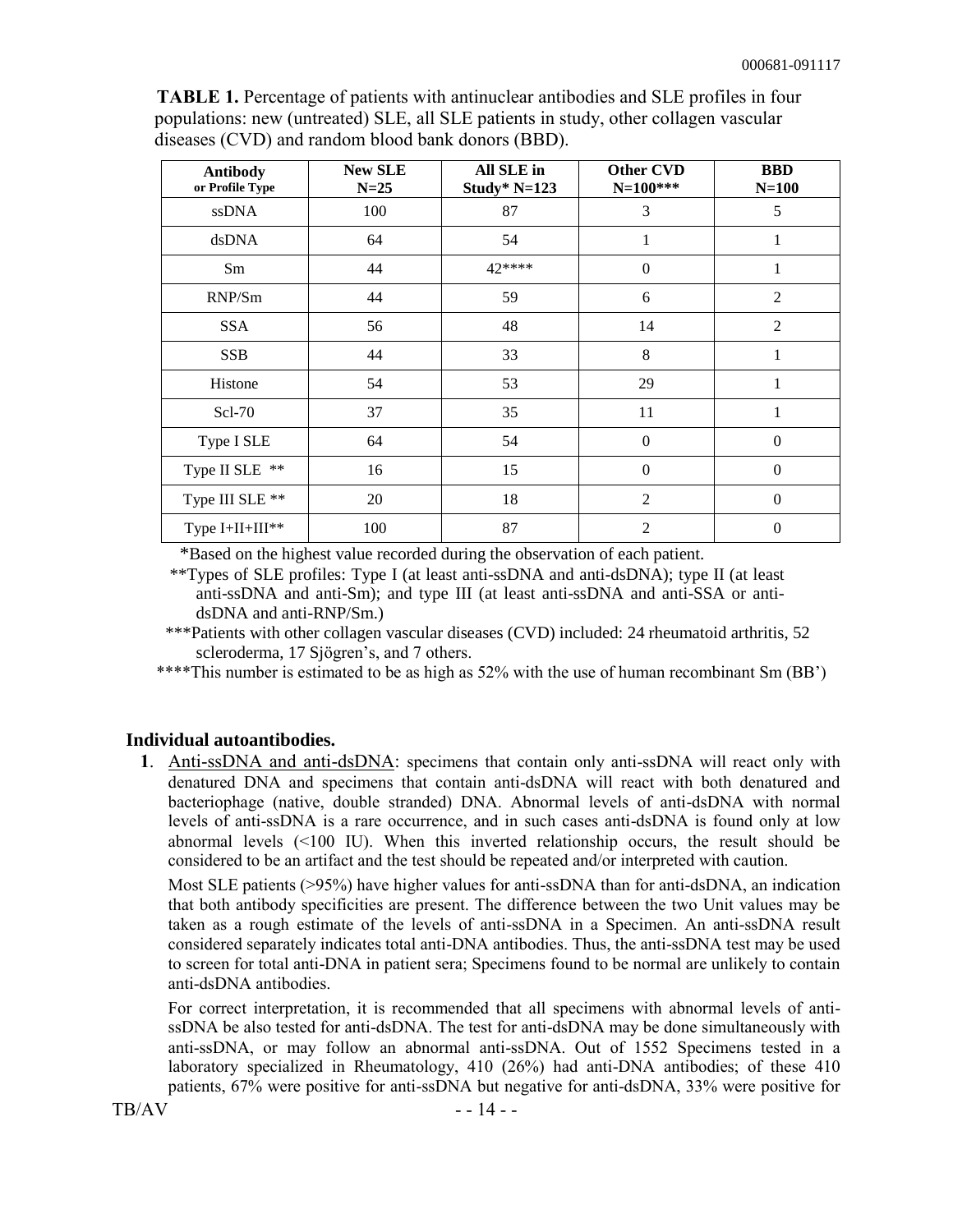**TABLE 1.** Percentage of patients with antinuclear antibodies and SLE profiles in four populations: new (untreated) SLE, all SLE patients in study, other collagen vascular diseases (CVD) and random blood bank donors (BBD).

| Antibody or Profile Type | New SLE N=25 | All SLE in Study* N=123 | Other CVD N=100*** | BBD N=100 |
|---|---|---|---|---|
| ssDNA | 100 | 87 | 3 | 5 |
| dsDNA | 64 | 54 | 1 | 1 |
| Sm | 44 | 42**** | 0 | 1 |
| RNP/Sm | 44 | 59 | 6 | 2 |
| SSA | 56 | 48 | 14 | 2 |
| SSB | 44 | 33 | 8 | 1 |
| Histone | 54 | 53 | 29 | 1 |
| Scl-70 | 37 | 35 | 11 | 1 |
| Type I SLE | 64 | 54 | 0 | 0 |
| Type II SLE ** | 16 | 15 | 0 | 0 |
| Type III SLE ** | 20 | 18 | 2 | 0 |
| Type I+II+III** | 100 | 87 | 2 | 0 |

*Based on the highest value recorded during the observation of each patient.

**Types of SLE profiles: Type I (at least anti-ssDNA and anti-dsDNA); type II (at least anti-ssDNA and anti-Sm); and type III (at least anti-ssDNA and anti-SSA or anti-dsDNA and anti-RNP/Sm.)

***Patients with other collagen vascular diseases (CVD) included: 24 rheumatoid arthritis, 52 scleroderma, 17 Sjögren's, and 7 others.

****This number is estimated to be as high as 52% with the use of human recombinant Sm (BB')

### Individual autoantibodies.

**1**. Anti-ssDNA and anti-dsDNA: specimens that contain only anti-ssDNA will react only with denatured DNA and specimens that contain anti-dsDNA will react with both denatured and bacteriophage (native, double stranded) DNA. Abnormal levels of anti-dsDNA with normal levels of anti-ssDNA is a rare occurrence, and in such cases anti-dsDNA is found only at low abnormal levels (<100 IU). When this inverted relationship occurs, the result should be considered to be an artifact and the test should be repeated and/or interpreted with caution.

Most SLE patients (>95%) have higher values for anti-ssDNA than for anti-dsDNA, an indication that both antibody specificities are present. The difference between the two Unit values may be taken as a rough estimate of the levels of anti-ssDNA in a Specimen. An anti-ssDNA result considered separately indicates total anti-DNA antibodies. Thus, the anti-ssDNA test may be used to screen for total anti-DNA in patient sera; Specimens found to be normal are unlikely to contain anti-dsDNA antibodies.

For correct interpretation, it is recommended that all specimens with abnormal levels of anti-ssDNA be also tested for anti-dsDNA. The test for anti-dsDNA may be done simultaneously with anti-ssDNA, or may follow an abnormal anti-ssDNA. Out of 1552 Specimens tested in a laboratory specialized in Rheumatology, 410 (26%) had anti-DNA antibodies; of these 410 patients, 67% were positive for anti-ssDNA but negative for anti-dsDNA, 33% were positive for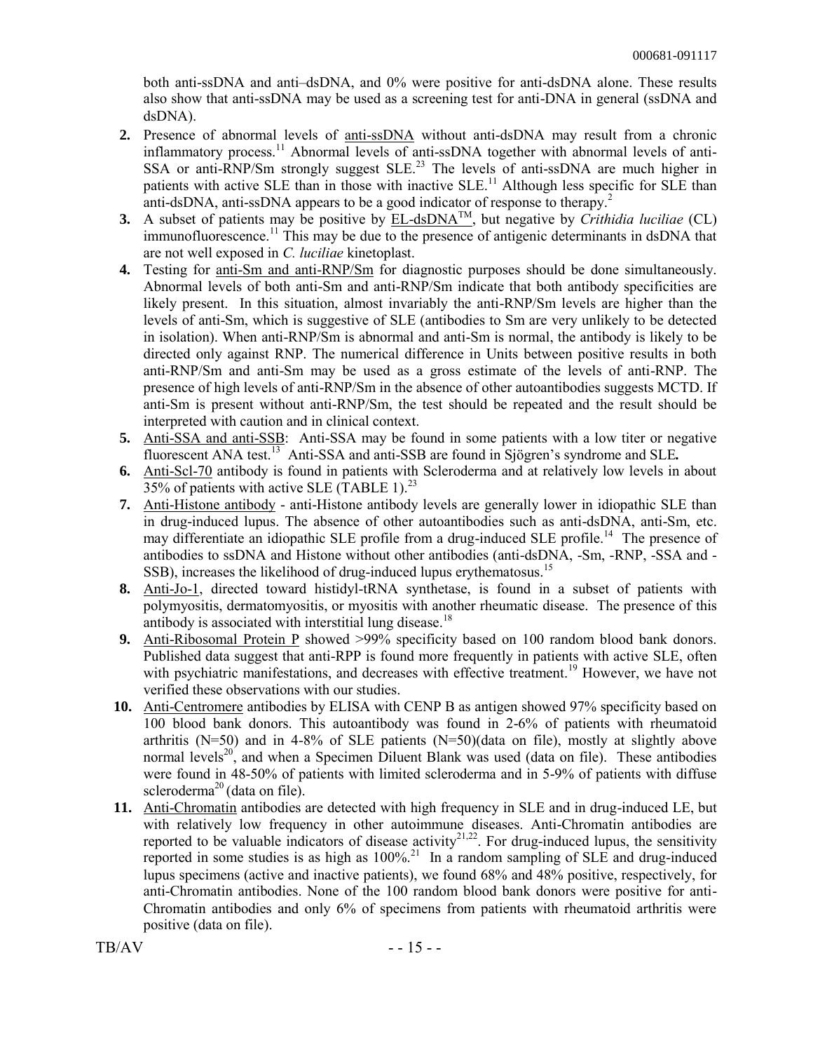both anti-ssDNA and anti–dsDNA, and 0% were positive for anti-dsDNA alone. These results also show that anti-ssDNA may be used as a screening test for anti-DNA in general (ssDNA and dsDNA).

2. Presence of abnormal levels of anti-ssDNA without anti-dsDNA may result from a chronic inflammatory process.[11] Abnormal levels of anti-ssDNA together with abnormal levels of anti-SSA or anti-RNP/Sm strongly suggest SLE.[23] The levels of anti-ssDNA are much higher in patients with active SLE than in those with inactive SLE.[11] Although less specific for SLE than anti-dsDNA, anti-ssDNA appears to be a good indicator of response to therapy.[2]
3. A subset of patients may be positive by EL-dsDNA™, but negative by *Crithidia luciliae* (CL) immunofluorescence.[11] This may be due to the presence of antigenic determinants in dsDNA that are not well exposed in *C. luciliae* kinetoplast.
4. Testing for anti-Sm and anti-RNP/Sm for diagnostic purposes should be done simultaneously. Abnormal levels of both anti-Sm and anti-RNP/Sm indicate that both antibody specificities are likely present. In this situation, almost invariably the anti-RNP/Sm levels are higher than the levels of anti-Sm, which is suggestive of SLE (antibodies to Sm are very unlikely to be detected in isolation). When anti-RNP/Sm is abnormal and anti-Sm is normal, the antibody is likely to be directed only against RNP. The numerical difference in Units between positive results in both anti-RNP/Sm and anti-Sm may be used as a gross estimate of the levels of anti-RNP. The presence of high levels of anti-RNP/Sm in the absence of other autoantibodies suggests MCTD. If anti-Sm is present without anti-RNP/Sm, the test should be repeated and the result should be interpreted with caution and in clinical context.
5. Anti-SSA and anti-SSB: Anti-SSA may be found in some patients with a low titer or negative fluorescent ANA test.[13] Anti-SSA and anti-SSB are found in Sjögren's syndrome and SLE**.**
6. Anti-Scl-70 antibody is found in patients with Scleroderma and at relatively low levels in about 35% of patients with active SLE (TABLE 1).[23]
7. Anti-Histone antibody - anti-Histone antibody levels are generally lower in idiopathic SLE than in drug-induced lupus. The absence of other autoantibodies such as anti-dsDNA, anti-Sm, etc. may differentiate an idiopathic SLE profile from a drug-induced SLE profile.[14] The presence of antibodies to ssDNA and Histone without other antibodies (anti-dsDNA, -Sm, -RNP, -SSA and -SSB), increases the likelihood of drug-induced lupus erythematosus.[15]
8. Anti-Jo-1, directed toward histidyl-tRNA synthetase, is found in a subset of patients with polymyositis, dermatomyositis, or myositis with another rheumatic disease. The presence of this antibody is associated with interstitial lung disease.[18]
9. Anti-Ribosomal Protein P showed >99% specificity based on 100 random blood bank donors. Published data suggest that anti-RPP is found more frequently in patients with active SLE, often with psychiatric manifestations, and decreases with effective treatment.[19] However, we have not verified these observations with our studies.
10. Anti-Centromere antibodies by ELISA with CENP B as antigen showed 97% specificity based on 100 blood bank donors. This autoantibody was found in 2-6% of patients with rheumatoid arthritis (N=50) and in 4-8% of SLE patients (N=50)(data on file), mostly at slightly above normal levels[20], and when a Specimen Diluent Blank was used (data on file). These antibodies were found in 48-50% of patients with limited scleroderma and in 5-9% of patients with diffuse scleroderma[20] (data on file).
11. Anti-Chromatin antibodies are detected with high frequency in SLE and in drug-induced LE, but with relatively low frequency in other autoimmune diseases. Anti-Chromatin antibodies are reported to be valuable indicators of disease activity[21,22]. For drug-induced lupus, the sensitivity reported in some studies is as high as 100%.[21] In a random sampling of SLE and drug-induced lupus specimens (active and inactive patients), we found 68% and 48% positive, respectively, for anti-Chromatin antibodies. None of the 100 random blood bank donors were positive for anti-Chromatin antibodies and only 6% of specimens from patients with rheumatoid arthritis were positive (data on file).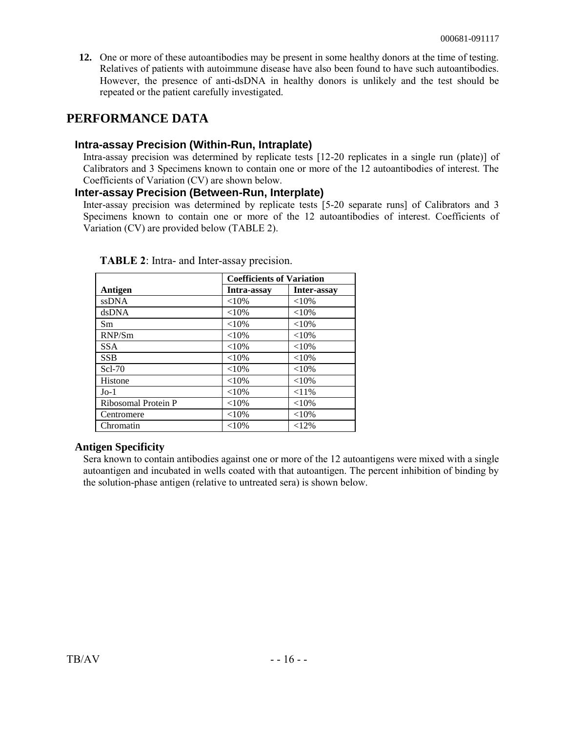**12.** One or more of these autoantibodies may be present in some healthy donors at the time of testing. Relatives of patients with autoimmune disease have also been found to have such autoantibodies. However, the presence of anti-dsDNA in healthy donors is unlikely and the test should be repeated or the patient carefully investigated.

# PERFORMANCE DATA

### Intra-assay Precision (Within-Run, Intraplate)

Intra-assay precision was determined by replicate tests [12-20 replicates in a single run (plate)] of Calibrators and 3 Specimens known to contain one or more of the 12 autoantibodies of interest. The Coefficients of Variation (CV) are shown below.

### Inter-assay Precision (Between-Run, Interplate)

Inter-assay precision was determined by replicate tests [5-20 separate runs] of Calibrators and 3 Specimens known to contain one or more of the 12 autoantibodies of interest. Coefficients of Variation (CV) are provided below (TABLE 2).

**TABLE 2**: Intra- and Inter-assay precision.

| | Coefficients of Variation | |
|---|---|---|
| **Antigen** | **Intra-assay** | **Inter-assay** |
| ssDNA | <10% | <10% |
| dsDNA | <10% | <10% |
| Sm | <10% | <10% |
| RNP/Sm | <10% | <10% |
| SSA | <10% | <10% |
| SSB | <10% | <10% |
| Scl-70 | <10% | <10% |
| Histone | <10% | <10% |
| Jo-1 | <10% | <11% |
| Ribosomal Protein P | <10% | <10% |
| Centromere | <10% | <10% |
| Chromatin | <10% | <12% |

### Antigen Specificity

Sera known to contain antibodies against one or more of the 12 autoantigens were mixed with a single autoantigen and incubated in wells coated with that autoantigen. The percent inhibition of binding by the solution-phase antigen (relative to untreated sera) is shown below.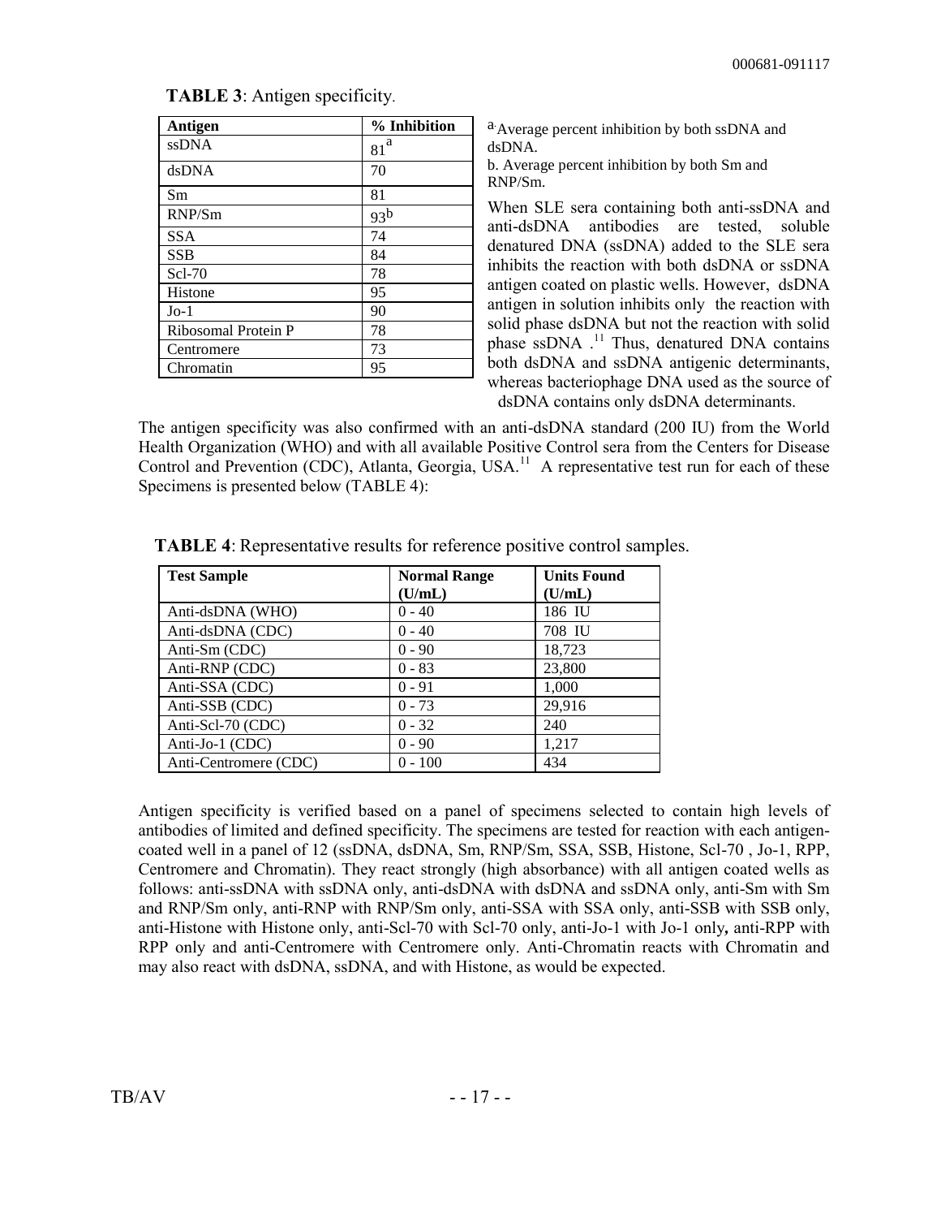**TABLE 3**: Antigen specificity.

| Antigen | % Inhibition |
|---|---|
| ssDNA | 81[a] |
| dsDNA | 70 |
| Sm | 81 |
| RNP/Sm | 93[b] |
| SSA | 74 |
| SSB | 84 |
| Scl-70 | 78 |
| Histone | 95 |
| Jo-1 | 90 |
| Ribosomal Protein P | 78 |
| Centromere | 73 |
| Chromatin | 95 |

a. Average percent inhibition by both ssDNA and dsDNA.
b. Average percent inhibition by both Sm and RNP/Sm.

When SLE sera containing both anti-ssDNA and anti-dsDNA antibodies are tested, soluble denatured DNA (ssDNA) added to the SLE sera inhibits the reaction with both dsDNA or ssDNA antigen coated on plastic wells. However, dsDNA antigen in solution inhibits only the reaction with solid phase dsDNA but not the reaction with solid phase ssDNA .[11] Thus, denatured DNA contains both dsDNA and ssDNA antigenic determinants, whereas bacteriophage DNA used as the source of dsDNA contains only dsDNA determinants.

The antigen specificity was also confirmed with an anti-dsDNA standard (200 IU) from the World Health Organization (WHO) and with all available Positive Control sera from the Centers for Disease Control and Prevention (CDC), Atlanta, Georgia, USA.[11] A representative test run for each of these Specimens is presented below (TABLE 4):

**TABLE 4**: Representative results for reference positive control samples.

| Test Sample | Normal Range (U/mL) | Units Found (U/mL) |
|---|---|---|
| Anti-dsDNA (WHO) | 0 - 40 | 186 IU |
| Anti-dsDNA (CDC) | 0 - 40 | 708 IU |
| Anti-Sm (CDC) | 0 - 90 | 18,723 |
| Anti-RNP (CDC) | 0 - 83 | 23,800 |
| Anti-SSA (CDC) | 0 - 91 | 1,000 |
| Anti-SSB (CDC) | 0 - 73 | 29,916 |
| Anti-Scl-70 (CDC) | 0 - 32 | 240 |
| Anti-Jo-1 (CDC) | 0 - 90 | 1,217 |
| Anti-Centromere (CDC) | 0 - 100 | 434 |

Antigen specificity is verified based on a panel of specimens selected to contain high levels of antibodies of limited and defined specificity. The specimens are tested for reaction with each antigen-coated well in a panel of 12 (ssDNA, dsDNA, Sm, RNP/Sm, SSA, SSB, Histone, Scl-70 , Jo-1, RPP, Centromere and Chromatin). They react strongly (high absorbance) with all antigen coated wells as follows: anti-ssDNA with ssDNA only, anti-dsDNA with dsDNA and ssDNA only, anti-Sm with Sm and RNP/Sm only, anti-RNP with RNP/Sm only, anti-SSA with SSA only, anti-SSB with SSB only, anti-Histone with Histone only, anti-Scl-70 with Scl-70 only, anti-Jo-1 with Jo-1 only**,** anti-RPP with RPP only and anti-Centromere with Centromere only. Anti-Chromatin reacts with Chromatin and may also react with dsDNA, ssDNA, and with Histone, as would be expected.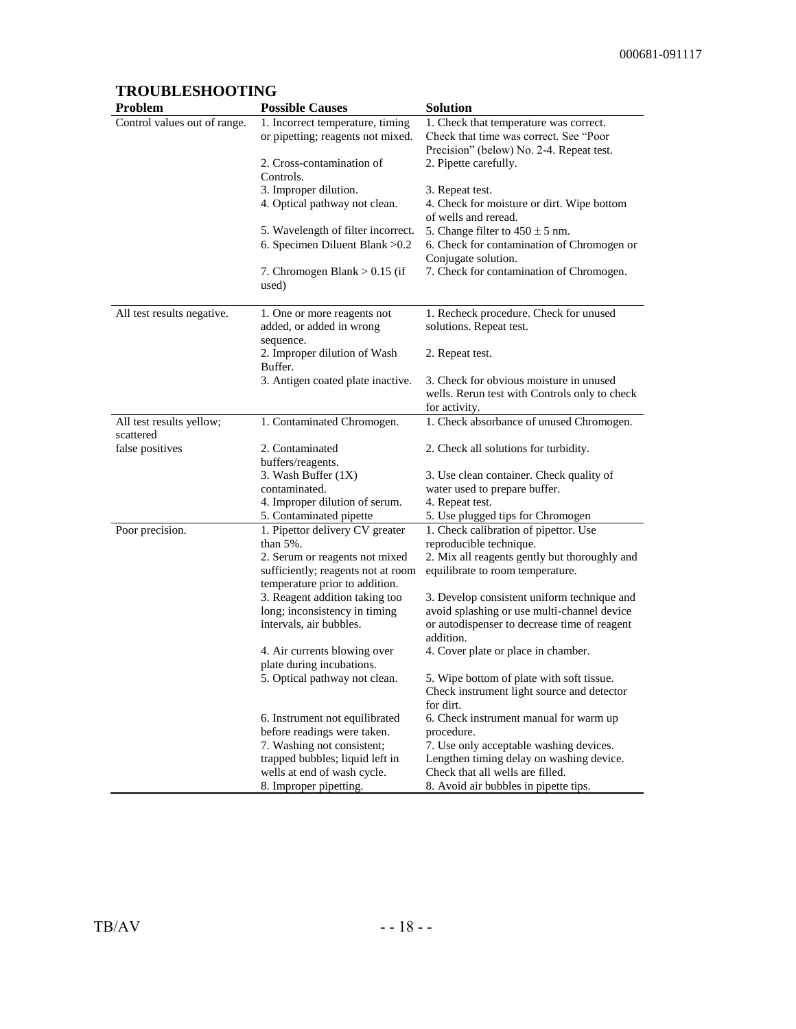## TROUBLESHOOTING

| Problem | Possible Causes | Solution |
|---|---|---|
| Control values out of range. | 1. Incorrect temperature, timing or pipetting; reagents not mixed. | 1. Check that temperature was correct. Check that time was correct. See "Poor Precision" (below) No. 2-4. Repeat test. |
| | 2. Cross-contamination of Controls. | 2. Pipette carefully. |
| | 3. Improper dilution. | 3. Repeat test. |
| | 4. Optical pathway not clean. | 4. Check for moisture or dirt. Wipe bottom of wells and reread. |
| | 5. Wavelength of filter incorrect. | 5. Change filter to $450 \pm 5$ nm. |
| | 6. Specimen Diluent Blank >0.2 | 6. Check for contamination of Chromogen or Conjugate solution. |
| | 7. Chromogen Blank > 0.15 (if used) | 7. Check for contamination of Chromogen. |
| All test results negative. | 1. One or more reagents not added, or added in wrong sequence. | 1. Recheck procedure. Check for unused solutions. Repeat test. |
| | 2. Improper dilution of Wash Buffer. | 2. Repeat test. |
| | 3. Antigen coated plate inactive. | 3. Check for obvious moisture in unused wells. Rerun test with Controls only to check for activity. |
| All test results yellow; scattered false positives | 1. Contaminated Chromogen. | 1. Check absorbance of unused Chromogen. |
| | 2. Contaminated buffers/reagents. | 2. Check all solutions for turbidity. |
| | 3. Wash Buffer (1X) contaminated. | 3. Use clean container. Check quality of water used to prepare buffer. |
| | 4. Improper dilution of serum. | 4. Repeat test. |
| | 5. Contaminated pipette | 5. Use plugged tips for Chromogen |
| Poor precision. | 1. Pipettor delivery CV greater than 5%. | 1. Check calibration of pipettor. Use reproducible technique. |
| | 2. Serum or reagents not mixed sufficiently; reagents not at room temperature prior to addition. | 2. Mix all reagents gently but thoroughly and equilibrate to room temperature. |
| | 3. Reagent addition taking too long; inconsistency in timing intervals, air bubbles. | 3. Develop consistent uniform technique and avoid splashing or use multi-channel device or autodispenser to decrease time of reagent addition. |
| | 4. Air currents blowing over plate during incubations. | 4. Cover plate or place in chamber. |
| | 5. Optical pathway not clean. | 5. Wipe bottom of plate with soft tissue. Check instrument light source and detector for dirt. |
| | 6. Instrument not equilibrated before readings were taken. | 6. Check instrument manual for warm up procedure. |
| | 7. Washing not consistent; trapped bubbles; liquid left in wells at end of wash cycle. | 7. Use only acceptable washing devices. Lengthen timing delay on washing device. Check that all wells are filled. |
| | 8. Improper pipetting. | 8. Avoid air bubbles in pipette tips. |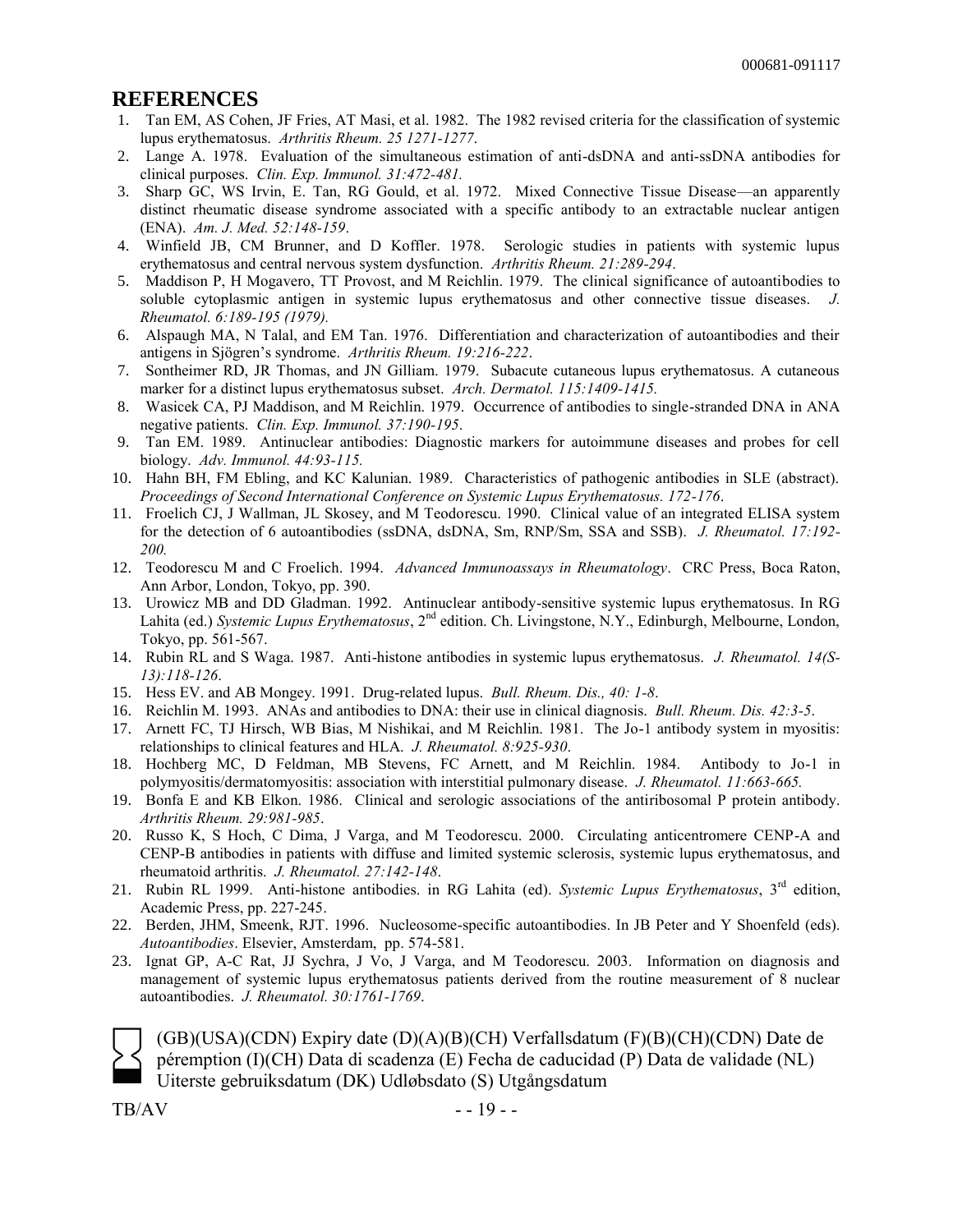## REFERENCES

1. Tan EM, AS Cohen, JF Fries, AT Masi, et al. 1982. The 1982 revised criteria for the classification of systemic lupus erythematosus. *Arthritis Rheum. 25 1271-1277*.
2. Lange A. 1978. Evaluation of the simultaneous estimation of anti-dsDNA and anti-ssDNA antibodies for clinical purposes. *Clin. Exp. Immunol. 31:472-481.*
3. Sharp GC, WS Irvin, E. Tan, RG Gould, et al. 1972. Mixed Connective Tissue Disease—an apparently distinct rheumatic disease syndrome associated with a specific antibody to an extractable nuclear antigen (ENA). *Am. J. Med. 52:148-159*.
4. Winfield JB, CM Brunner, and D Koffler. 1978. Serologic studies in patients with systemic lupus erythematosus and central nervous system dysfunction. *Arthritis Rheum. 21:289-294*.
5. Maddison P, H Mogavero, TT Provost, and M Reichlin. 1979. The clinical significance of autoantibodies to soluble cytoplasmic antigen in systemic lupus erythematosus and other connective tissue diseases. *J. Rheumatol. 6:189-195 (1979).*
6. Alspaugh MA, N Talal, and EM Tan. 1976. Differentiation and characterization of autoantibodies and their antigens in Sjögren's syndrome. *Arthritis Rheum. 19:216-222*.
7. Sontheimer RD, JR Thomas, and JN Gilliam. 1979. Subacute cutaneous lupus erythematosus. A cutaneous marker for a distinct lupus erythematosus subset. *Arch. Dermatol. 115:1409-1415.*
8. Wasicek CA, PJ Maddison, and M Reichlin. 1979. Occurrence of antibodies to single-stranded DNA in ANA negative patients. *Clin. Exp. Immunol. 37:190-195*.
9. Tan EM. 1989. Antinuclear antibodies: Diagnostic markers for autoimmune diseases and probes for cell biology. *Adv. Immunol. 44:93-115.*
10. Hahn BH, FM Ebling, and KC Kalunian. 1989. Characteristics of pathogenic antibodies in SLE (abstract). *Proceedings of Second International Conference on Systemic Lupus Erythematosus. 172-176*.
11. Froelich CJ, J Wallman, JL Skosey, and M Teodorescu. 1990. Clinical value of an integrated ELISA system for the detection of 6 autoantibodies (ssDNA, dsDNA, Sm, RNP/Sm, SSA and SSB). *J. Rheumatol. 17:192-200.*
12. Teodorescu M and C Froelich. 1994. *Advanced Immunoassays in Rheumatology*. CRC Press, Boca Raton, Ann Arbor, London, Tokyo, pp. 390.
13. Urowicz MB and DD Gladman. 1992. Antinuclear antibody-sensitive systemic lupus erythematosus. In RG Lahita (ed.) *Systemic Lupus Erythematosus*, 2nd edition. Ch. Livingstone, N.Y., Edinburgh, Melbourne, London, Tokyo, pp. 561-567.
14. Rubin RL and S Waga. 1987. Anti-histone antibodies in systemic lupus erythematosus. *J. Rheumatol. 14(S-13):118-126*.
15. Hess EV. and AB Mongey. 1991. Drug-related lupus. *Bull. Rheum. Dis., 40: 1-8*.
16. Reichlin M. 1993. ANAs and antibodies to DNA: their use in clinical diagnosis. *Bull. Rheum. Dis. 42:3-5*.
17. Arnett FC, TJ Hirsch, WB Bias, M Nishikai, and M Reichlin. 1981. The Jo-1 antibody system in myositis: relationships to clinical features and HLA. *J. Rheumatol. 8:925-930*.
18. Hochberg MC, D Feldman, MB Stevens, FC Arnett, and M Reichlin. 1984. Antibody to Jo-1 in polymyositis/dermatomyositis: association with interstitial pulmonary disease. *J. Rheumatol. 11:663-665.*
19. Bonfa E and KB Elkon. 1986. Clinical and serologic associations of the antiribosomal P protein antibody. *Arthritis Rheum. 29:981-985*.
20. Russo K, S Hoch, C Dima, J Varga, and M Teodorescu. 2000. Circulating anticentromere CENP-A and CENP-B antibodies in patients with diffuse and limited systemic sclerosis, systemic lupus erythematosus, and rheumatoid arthritis. *J. Rheumatol. 27:142-148*.
21. Rubin RL 1999. Anti-histone antibodies. in RG Lahita (ed). *Systemic Lupus Erythematosus*, 3rd edition, Academic Press, pp. 227-245.
22. Berden, JHM, Smeenk, RJT. 1996. Nucleosome-specific autoantibodies. In JB Peter and Y Shoenfeld (eds). *Autoantibodies*. Elsevier, Amsterdam, pp. 574-581.
23. Ignat GP, A-C Rat, JJ Sychra, J Vo, J Varga, and M Teodorescu. 2003. Information on diagnosis and management of systemic lupus erythematosus patients derived from the routine measurement of 8 nuclear autoantibodies. *J. Rheumatol. 30:1761-1769*.

(GB)(USA)(CDN) Expiry date (D)(A)(B)(CH) Verfallsdatum (F)(B)(CH)(CDN) Date de péremption (I)(CH) Data di scadenza (E) Fecha de caducidad (P) Data de validade (NL) Uiterste gebruiksdatum (DK) Udløbsdato (S) Utgångsdatum

TB/AV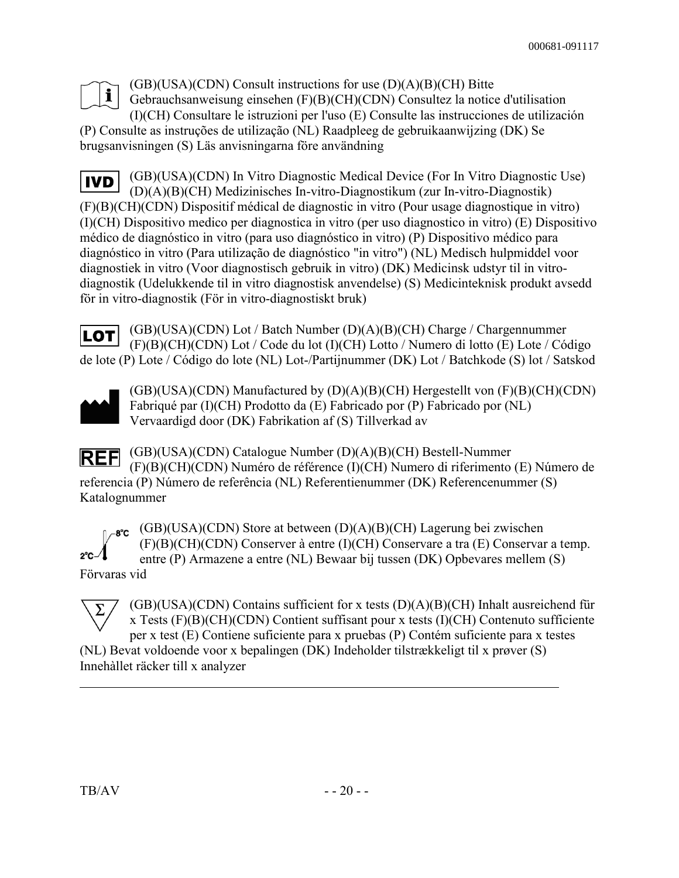(GB)(USA)(CDN) Consult instructions for use (D)(A)(B)(CH) Bitte Gebrauchsanweisung einsehen (F)(B)(CH)(CDN) Consultez la notice d'utilisation (I)(CH) Consultare le istruzioni per l'uso (E) Consulte las instrucciones de utilización (P) Consulte as instruções de utilização (NL) Raadpleeg de gebruikaanwijzing (DK) Se brugsanvisningen (S) Läs anvisningarna före användning

IVD (GB)(USA)(CDN) In Vitro Diagnostic Medical Device (For In Vitro Diagnostic Use) (D)(A)(B)(CH) Medizinisches In-vitro-Diagnostikum (zur In-vitro-Diagnostik) (F)(B)(CH)(CDN) Dispositif médical de diagnostic in vitro (Pour usage diagnostique in vitro) (I)(CH) Dispositivo medico per diagnostica in vitro (per uso diagnostico in vitro) (E) Dispositivo médico de diagnóstico in vitro (para uso diagnóstico in vitro) (P) Dispositivo médico para diagnóstico in vitro (Para utilização de diagnóstico "in vitro") (NL) Medisch hulpmiddel voor diagnostiek in vitro (Voor diagnostisch gebruik in vitro) (DK) Medicinsk udstyr til in vitro-diagnostik (Udelukkende til in vitro diagnostisk anvendelse) (S) Medicinteknisk produkt avsedd för in vitro-diagnostik (För in vitro-diagnostiskt bruk)

LOT (GB)(USA)(CDN) Lot / Batch Number (D)(A)(B)(CH) Charge / Chargennummer (F)(B)(CH)(CDN) Lot / Code du lot (I)(CH) Lotto / Numero di lotto (E) Lote / Código de lote (P) Lote / Código do lote (NL) Lot-/Partijnummer (DK) Lot / Batchkode (S) lot / Satskod

(GB)(USA)(CDN) Manufactured by (D)(A)(B)(CH) Hergestellt von (F)(B)(CH)(CDN) Fabriqué par (I)(CH) Prodotto da (E) Fabricado por (P) Fabricado por (NL) Vervaardigd door (DK) Fabrikation af (S) Tillverkad av

REF (GB)(USA)(CDN) Catalogue Number (D)(A)(B)(CH) Bestell-Nummer (F)(B)(CH)(CDN) Numéro de référence (I)(CH) Numero di riferimento (E) Número de referencia (P) Número de referência (NL) Referentienummer (DK) Referencenummer (S) Katalognummer

2°C – 8°C (GB)(USA)(CDN) Store at between (D)(A)(B)(CH) Lagerung bei zwischen (F)(B)(CH)(CDN) Conserver à entre (I)(CH) Conservare a tra (E) Conservar a temp. entre (P) Armazene a entre (NL) Bewaar bij tussen (DK) Opbevares mellem (S) Förvaras vid

Σ (GB)(USA)(CDN) Contains sufficient for x tests (D)(A)(B)(CH) Inhalt ausreichend für x Tests (F)(B)(CH)(CDN) Contient suffisant pour x tests (I)(CH) Contenuto sufficiente per x test (E) Contiene suficiente para x pruebas (P) Contém suficiente para x testes (NL) Bevat voldoende voor x bepalingen (DK) Indeholder tilstrækkeligt til x prøver (S) Innehàllet räcker till x analyzer

---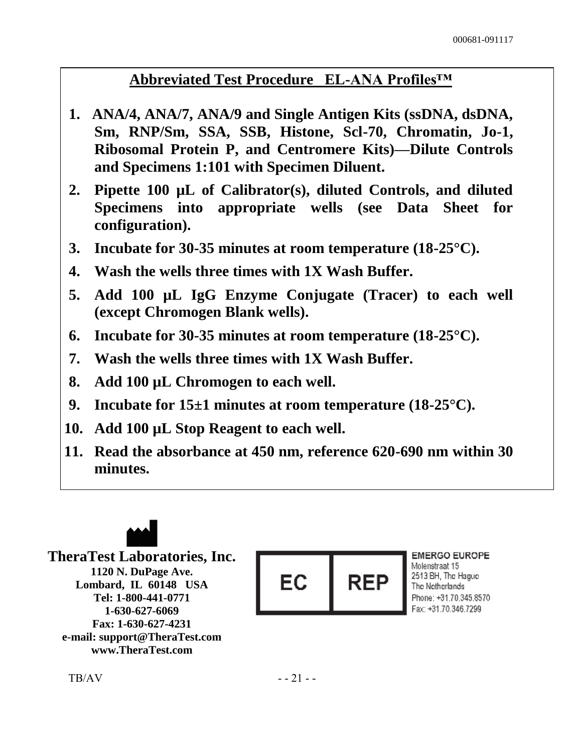## Abbreviated Test Procedure EL-ANA Profiles™

1. **ANA/4, ANA/7, ANA/9 and Single Antigen Kits (ssDNA, dsDNA, Sm, RNP/Sm, SSA, SSB, Histone, Scl-70, Chromatin, Jo-1, Ribosomal Protein P, and Centromere Kits)—Dilute Controls and Specimens 1:101 with Specimen Diluent.**
2. **Pipette 100 µL of Calibrator(s), diluted Controls, and diluted Specimens into appropriate wells (see Data Sheet for configuration).**
3. **Incubate for 30-35 minutes at room temperature (18-25°C).**
4. **Wash the wells three times with 1X Wash Buffer.**
5. **Add 100 µL IgG Enzyme Conjugate (Tracer) to each well (except Chromogen Blank wells).**
6. **Incubate for 30-35 minutes at room temperature (18-25°C).**
7. **Wash the wells three times with 1X Wash Buffer.**
8. **Add 100 µL Chromogen to each well.**
9. **Incubate for 15±1 minutes at room temperature (18-25°C).**
10. **Add 100 µL Stop Reagent to each well.**
11. **Read the absorbance at 450 nm, reference 620-690 nm within 30 minutes.**

**TheraTest Laboratories, Inc.**
**1120 N. DuPage Ave.**
**Lombard, IL 60148 USA**
**Tel: 1-800-441-0771**
**1-630-627-6069**
**Fax: 1-630-627-4231**
**e-mail: support@TheraTest.com**
**www.TheraTest.com**

EC REP

**EMERGO EUROPE**
Molenstraat 15
2513 BH, The Hague
The Netherlands
Phone: +31.70.345.8570
Fax: +31.70.346.7299

TB/AV